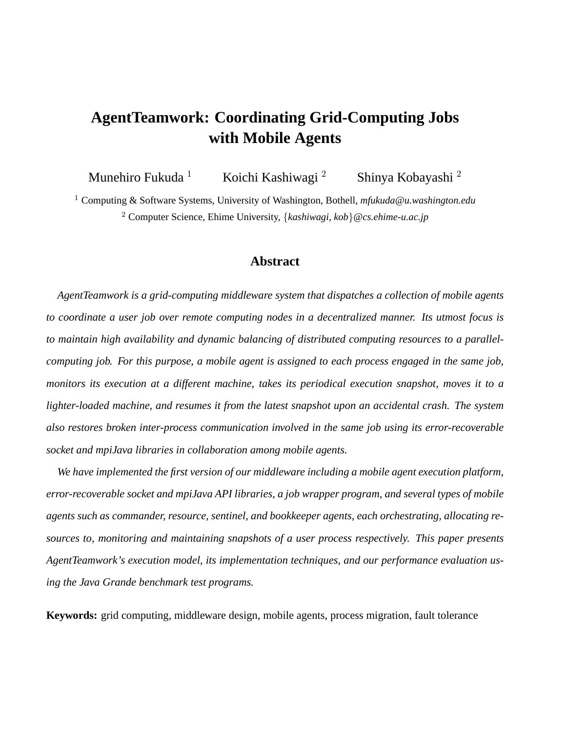# AgentTeamwork: Coordinating Grid-Computing Jobs with Mobile Agents

Munehiro Fukuda [1] Koichi Kashiwagi [2] Shinya Kobayashi [2]

[1] Computing & Software Systems, University of Washington, Bothell, *mfukuda@u.washington.edu*

[2] Computer Science, Ehime University, {*kashiwagi, kob*}*@cs.ehime-u.ac.jp*

## Abstract

*AgentTeamwork is a grid-computing middleware system that dispatches a collection of mobile agents to coordinate a user job over remote computing nodes in a decentralized manner. Its utmost focus is to maintain high availability and dynamic balancing of distributed computing resources to a parallel-computing job. For this purpose, a mobile agent is assigned to each process engaged in the same job, monitors its execution at a different machine, takes its periodical execution snapshot, moves it to a lighter-loaded machine, and resumes it from the latest snapshot upon an accidental crash. The system also restores broken inter-process communication involved in the same job using its error-recoverable socket and mpiJava libraries in collaboration among mobile agents.*

*We have implemented the first version of our middleware including a mobile agent execution platform, error-recoverable socket and mpiJava API libraries, a job wrapper program, and several types of mobile agents such as commander, resource, sentinel, and bookkeeper agents, each orchestrating, allocating resources to, monitoring and maintaining snapshots of a user process respectively. This paper presents AgentTeamwork's execution model, its implementation techniques, and our performance evaluation using the Java Grande benchmark test programs.*

**Keywords:** grid computing, middleware design, mobile agents, process migration, fault tolerance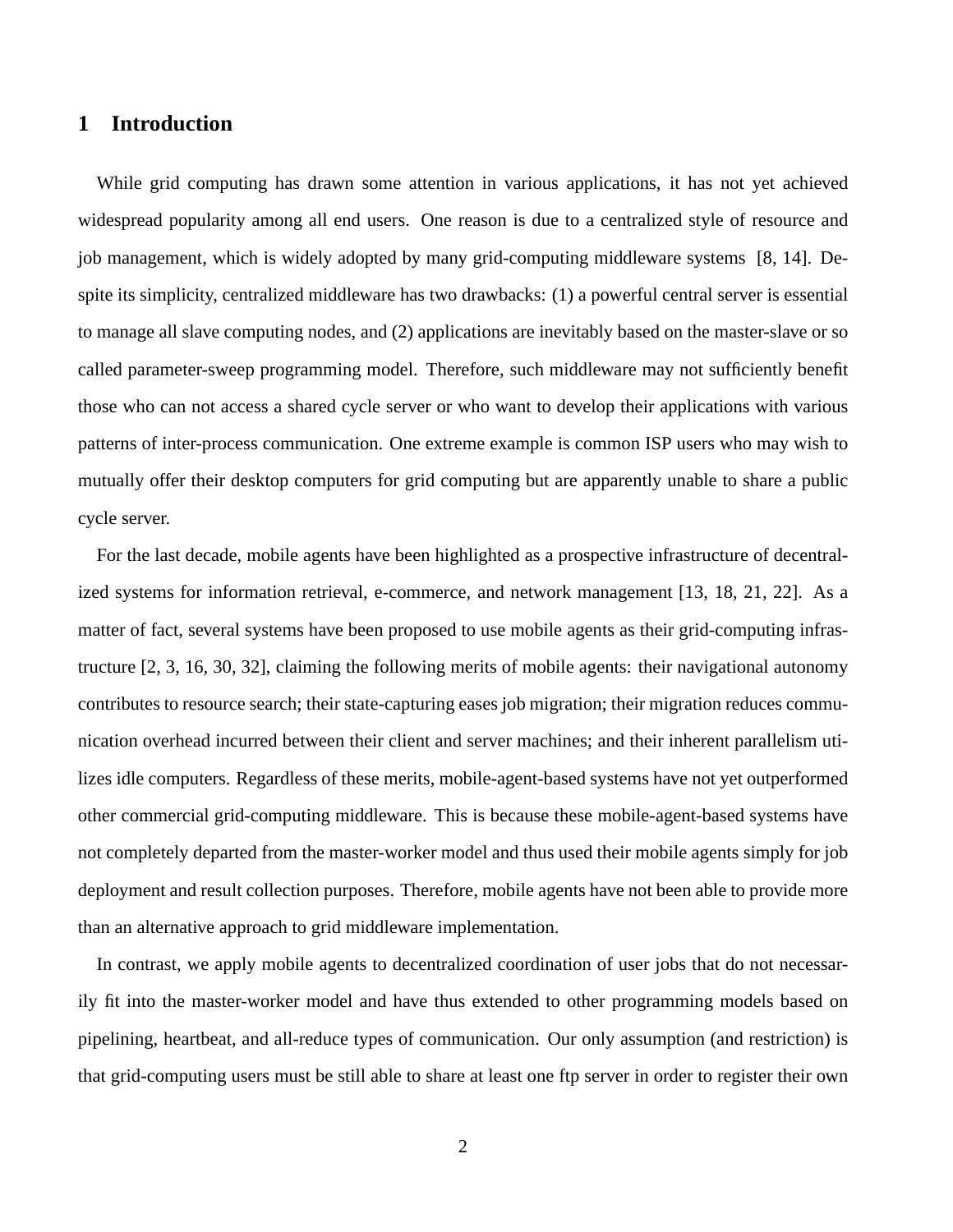# 1 Introduction

While grid computing has drawn some attention in various applications, it has not yet achieved widespread popularity among all end users. One reason is due to a centralized style of resource and job management, which is widely adopted by many grid-computing middleware systems [8, 14]. Despite its simplicity, centralized middleware has two drawbacks: (1) a powerful central server is essential to manage all slave computing nodes, and (2) applications are inevitably based on the master-slave or so called parameter-sweep programming model. Therefore, such middleware may not sufficiently benefit those who can not access a shared cycle server or who want to develop their applications with various patterns of inter-process communication. One extreme example is common ISP users who may wish to mutually offer their desktop computers for grid computing but are apparently unable to share a public cycle server.

For the last decade, mobile agents have been highlighted as a prospective infrastructure of decentralized systems for information retrieval, e-commerce, and network management [13, 18, 21, 22]. As a matter of fact, several systems have been proposed to use mobile agents as their grid-computing infrastructure [2, 3, 16, 30, 32], claiming the following merits of mobile agents: their navigational autonomy contributes to resource search; their state-capturing eases job migration; their migration reduces communication overhead incurred between their client and server machines; and their inherent parallelism utilizes idle computers. Regardless of these merits, mobile-agent-based systems have not yet outperformed other commercial grid-computing middleware. This is because these mobile-agent-based systems have not completely departed from the master-worker model and thus used their mobile agents simply for job deployment and result collection purposes. Therefore, mobile agents have not been able to provide more than an alternative approach to grid middleware implementation.

In contrast, we apply mobile agents to decentralized coordination of user jobs that do not necessarily fit into the master-worker model and have thus extended to other programming models based on pipelining, heartbeat, and all-reduce types of communication. Our only assumption (and restriction) is that grid-computing users must be still able to share at least one ftp server in order to register their own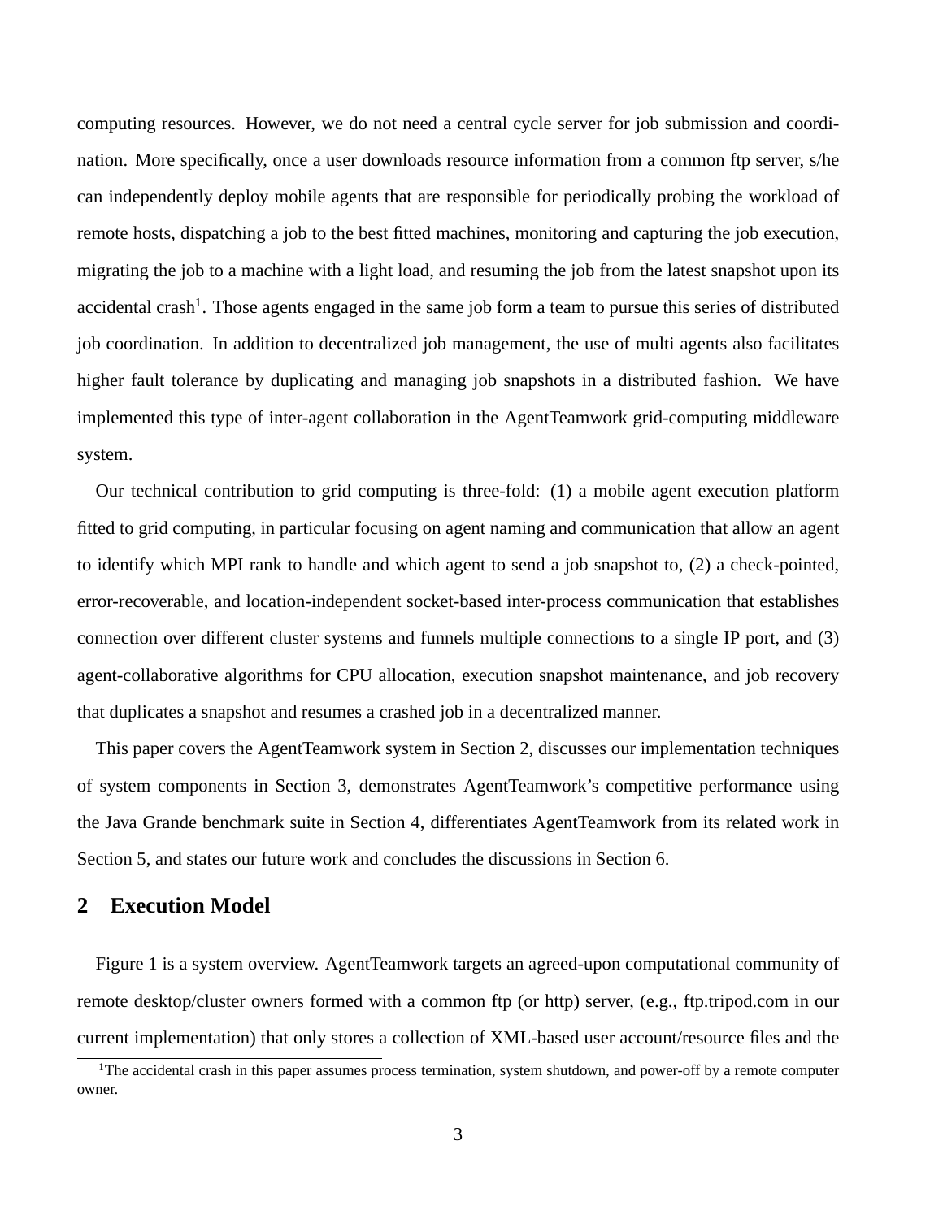computing resources. However, we do not need a central cycle server for job submission and coordination. More specifically, once a user downloads resource information from a common ftp server, s/he can independently deploy mobile agents that are responsible for periodically probing the workload of remote hosts, dispatching a job to the best fitted machines, monitoring and capturing the job execution, migrating the job to a machine with a light load, and resuming the job from the latest snapshot upon its accidental crash[1]. Those agents engaged in the same job form a team to pursue this series of distributed job coordination. In addition to decentralized job management, the use of multi agents also facilitates higher fault tolerance by duplicating and managing job snapshots in a distributed fashion. We have implemented this type of inter-agent collaboration in the AgentTeamwork grid-computing middleware system.

Our technical contribution to grid computing is three-fold: (1) a mobile agent execution platform fitted to grid computing, in particular focusing on agent naming and communication that allow an agent to identify which MPI rank to handle and which agent to send a job snapshot to, (2) a check-pointed, error-recoverable, and location-independent socket-based inter-process communication that establishes connection over different cluster systems and funnels multiple connections to a single IP port, and (3) agent-collaborative algorithms for CPU allocation, execution snapshot maintenance, and job recovery that duplicates a snapshot and resumes a crashed job in a decentralized manner.

This paper covers the AgentTeamwork system in Section 2, discusses our implementation techniques of system components in Section 3, demonstrates AgentTeamwork's competitive performance using the Java Grande benchmark suite in Section 4, differentiates AgentTeamwork from its related work in Section 5, and states our future work and concludes the discussions in Section 6.

## 2 Execution Model

Figure 1 is a system overview. AgentTeamwork targets an agreed-upon computational community of remote desktop/cluster owners formed with a common ftp (or http) server, (e.g., ftp.tripod.com in our current implementation) that only stores a collection of XML-based user account/resource files and the

[1] The accidental crash in this paper assumes process termination, system shutdown, and power-off by a remote computer owner.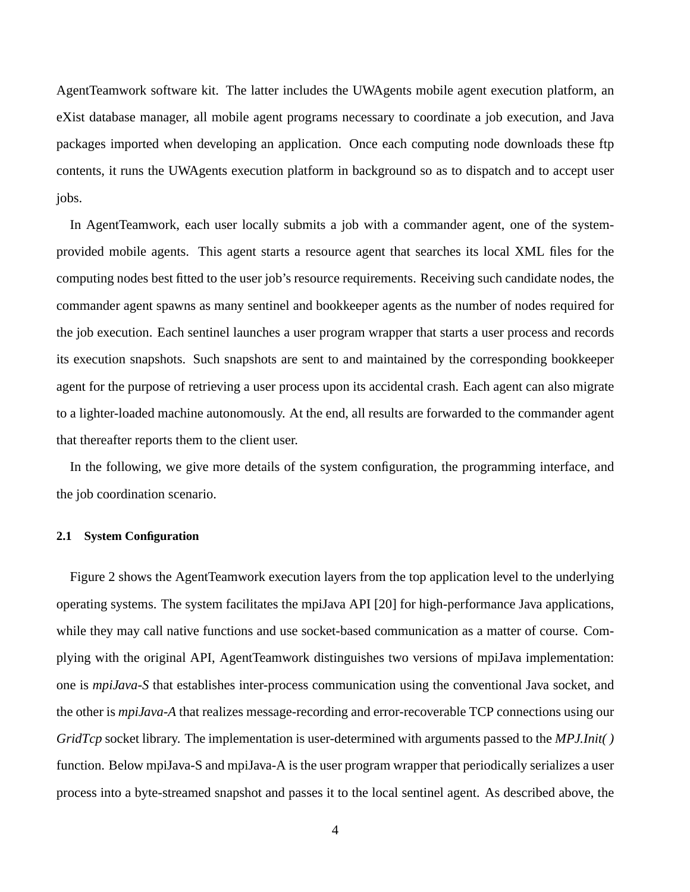AgentTeamwork software kit. The latter includes the UWAgents mobile agent execution platform, an eXist database manager, all mobile agent programs necessary to coordinate a job execution, and Java packages imported when developing an application. Once each computing node downloads these ftp contents, it runs the UWAgents execution platform in background so as to dispatch and to accept user jobs.

In AgentTeamwork, each user locally submits a job with a commander agent, one of the system-provided mobile agents. This agent starts a resource agent that searches its local XML files for the computing nodes best fitted to the user job's resource requirements. Receiving such candidate nodes, the commander agent spawns as many sentinel and bookkeeper agents as the number of nodes required for the job execution. Each sentinel launches a user program wrapper that starts a user process and records its execution snapshots. Such snapshots are sent to and maintained by the corresponding bookkeeper agent for the purpose of retrieving a user process upon its accidental crash. Each agent can also migrate to a lighter-loaded machine autonomously. At the end, all results are forwarded to the commander agent that thereafter reports them to the client user.

In the following, we give more details of the system configuration, the programming interface, and the job coordination scenario.

### 2.1 System Configuration

Figure 2 shows the AgentTeamwork execution layers from the top application level to the underlying operating systems. The system facilitates the mpiJava API [20] for high-performance Java applications, while they may call native functions and use socket-based communication as a matter of course. Complying with the original API, AgentTeamwork distinguishes two versions of mpiJava implementation: one is *mpiJava-S* that establishes inter-process communication using the conventional Java socket, and the other is *mpiJava-A* that realizes message-recording and error-recoverable TCP connections using our *GridTcp* socket library. The implementation is user-determined with arguments passed to the *MPJ.Init( )* function. Below mpiJava-S and mpiJava-A is the user program wrapper that periodically serializes a user process into a byte-streamed snapshot and passes it to the local sentinel agent. As described above, the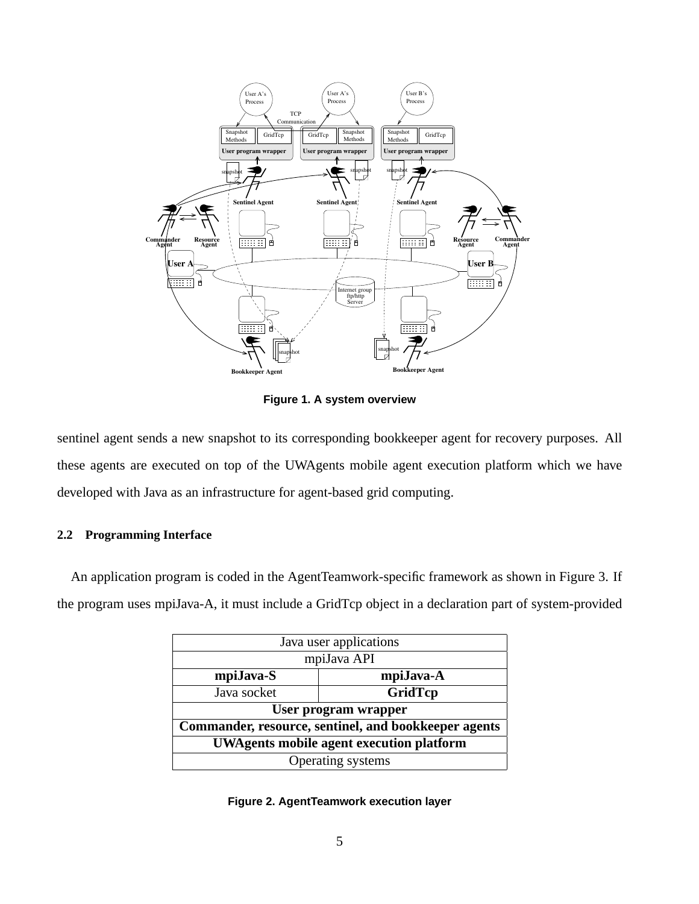Figure 1. A system overview

sentinel agent sends a new snapshot to its corresponding bookkeeper agent for recovery purposes. All these agents are executed on top of the UWAgents mobile agent execution platform which we have developed with Java as an infrastructure for agent-based grid computing.

### 2.2 Programming Interface

An application program is coded in the AgentTeamwork-specific framework as shown in Figure 3. If the program uses mpiJava-A, it must include a GridTcp object in a declaration part of system-provided

| Java user applications | |
|---|---|
| mpiJava API | |
| **mpiJava-S** | **mpiJava-A** |
| Java socket | **GridTcp** |
| **User program wrapper** | |
| **Commander, resource, sentinel, and bookkeeper agents** | |
| **UWAgents mobile agent execution platform** | |
| Operating systems | |

Figure 2. AgentTeamwork execution layer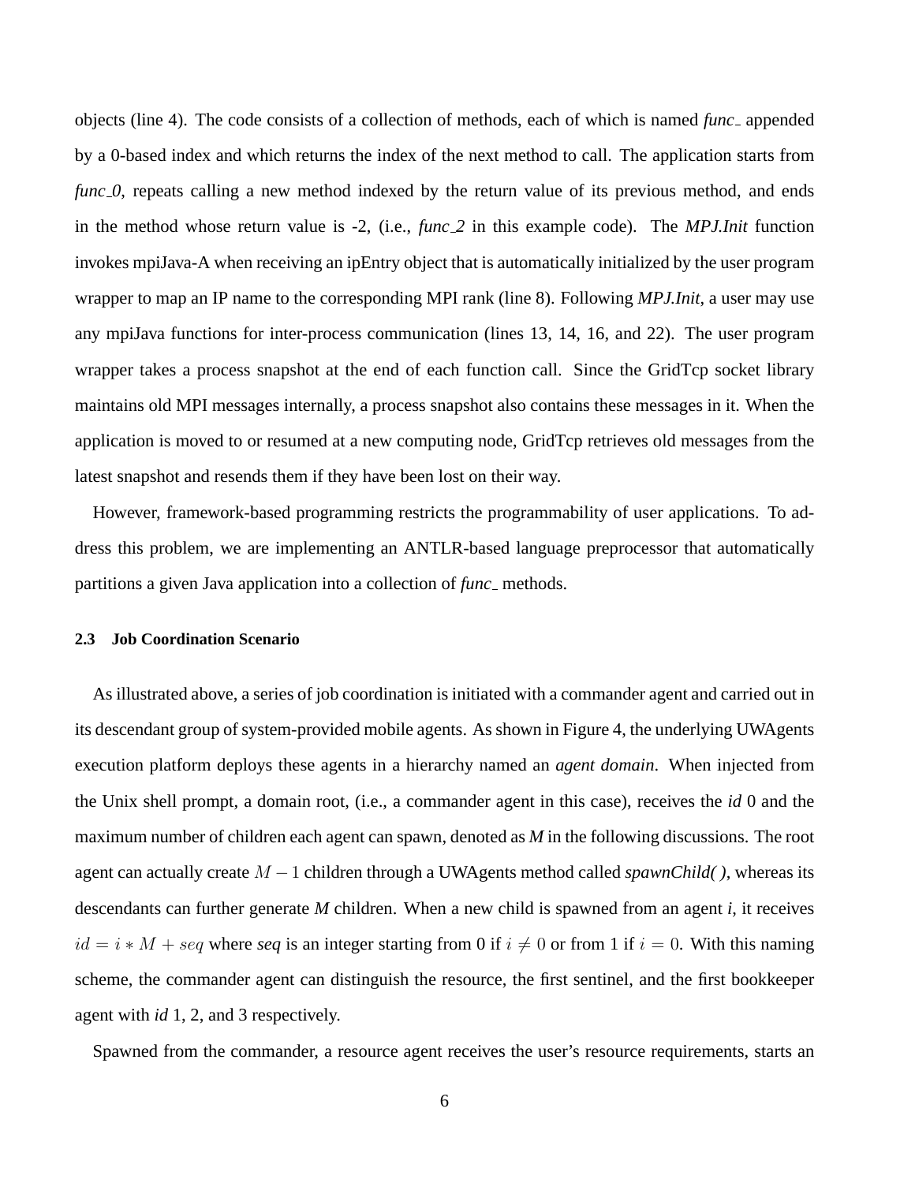objects (line 4). The code consists of a collection of methods, each of which is named *func_* appended by a 0-based index and which returns the index of the next method to call. The application starts from *func_0*, repeats calling a new method indexed by the return value of its previous method, and ends in the method whose return value is -2, (i.e., *func_2* in this example code). The *MPJ.Init* function invokes mpiJava-A when receiving an ipEntry object that is automatically initialized by the user program wrapper to map an IP name to the corresponding MPI rank (line 8). Following *MPJ.Init*, a user may use any mpiJava functions for inter-process communication (lines 13, 14, 16, and 22). The user program wrapper takes a process snapshot at the end of each function call. Since the GridTcp socket library maintains old MPI messages internally, a process snapshot also contains these messages in it. When the application is moved to or resumed at a new computing node, GridTcp retrieves old messages from the latest snapshot and resends them if they have been lost on their way.

However, framework-based programming restricts the programmability of user applications. To address this problem, we are implementing an ANTLR-based language preprocessor that automatically partitions a given Java application into a collection of *func_* methods.

### 2.3 Job Coordination Scenario

As illustrated above, a series of job coordination is initiated with a commander agent and carried out in its descendant group of system-provided mobile agents. As shown in Figure 4, the underlying UWAgents execution platform deploys these agents in a hierarchy named an *agent domain*. When injected from the Unix shell prompt, a domain root, (i.e., a commander agent in this case), receives the *id* 0 and the maximum number of children each agent can spawn, denoted as ***M*** in the following discussions. The root agent can actually create $M-1$ children through a UWAgents method called *spawnChild( )*, whereas its descendants can further generate ***M*** children. When a new child is spawned from an agent ***i***, it receives $id = i * M + seq$ where ***seq*** is an integer starting from 0 if $i \neq 0$ or from 1 if $i = 0$. With this naming scheme, the commander agent can distinguish the resource, the first sentinel, and the first bookkeeper agent with *id* 1, 2, and 3 respectively.

Spawned from the commander, a resource agent receives the user's resource requirements, starts an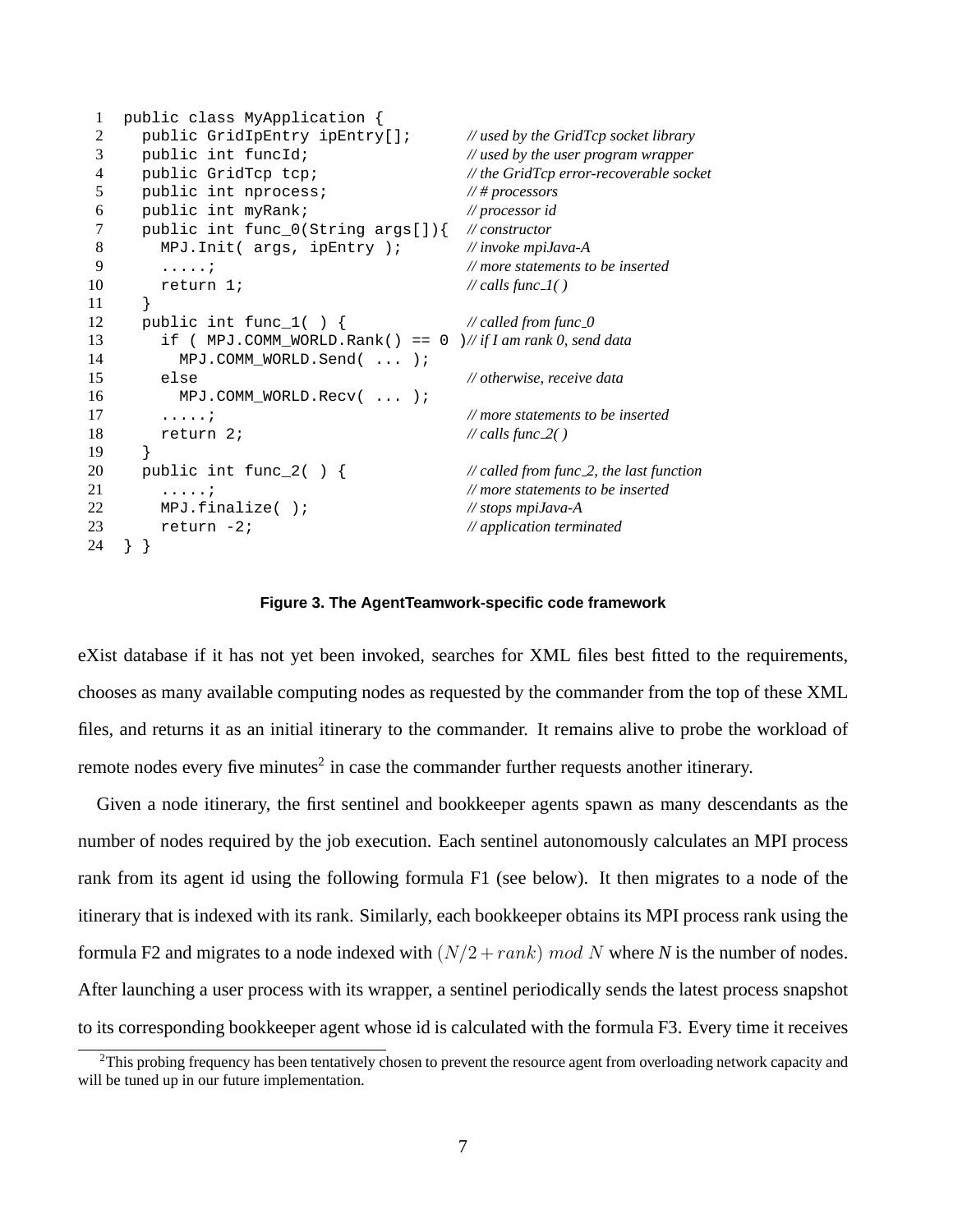```
1  public class MyApplication {
2    public GridIpEntry ipEntry[];       // used by the GridTcp socket library
3    public int funcId;                  // used by the user program wrapper
4    public GridTcp tcp;                 // the GridTcp error-recoverable socket
5    public int nprocess;                // # processors
6    public int myRank;                  // processor id
7    public int func_0(String args[]){   // constructor
8      MPJ.Init( args, ipEntry );        // invoke mpiJava-A
9      .....;                            // more statements to be inserted
10     return 1;                         // calls func_1( )
11   }
12   public int func_1( ) {              // called from func_0
13     if ( MPJ.COMM_WORLD.Rank() == 0 )// if I am rank 0, send data
14       MPJ.COMM_WORLD.Send( ... );
15     else                              // otherwise, receive data
16       MPJ.COMM_WORLD.Recv( ... );
17     .....;                            // more statements to be inserted
18     return 2;                         // calls func_2( )
19   }
20   public int func_2( ) {              // called from func_2, the last function
21     .....;                            // more statements to be inserted
22     MPJ.finalize( );                  // stops mpiJava-A
23     return -2;                        // application terminated
24 } }
```

**Figure 3. The AgentTeamwork-specific code framework**

eXist database if it has not yet been invoked, searches for XML files best fitted to the requirements, chooses as many available computing nodes as requested by the commander from the top of these XML files, and returns it as an initial itinerary to the commander. It remains alive to probe the workload of remote nodes every five minutes[2] in case the commander further requests another itinerary.

Given a node itinerary, the first sentinel and bookkeeper agents spawn as many descendants as the number of nodes required by the job execution. Each sentinel autonomously calculates an MPI process rank from its agent id using the following formula F1 (see below). It then migrates to a node of the itinerary that is indexed with its rank. Similarly, each bookkeeper obtains its MPI process rank using the formula F2 and migrates to a node indexed with $(N/2 + rank)\ mod\ N$ where $N$ is the number of nodes. After launching a user process with its wrapper, a sentinel periodically sends the latest process snapshot to its corresponding bookkeeper agent whose id is calculated with the formula F3. Every time it receives

[2] This probing frequency has been tentatively chosen to prevent the resource agent from overloading network capacity and will be tuned up in our future implementation.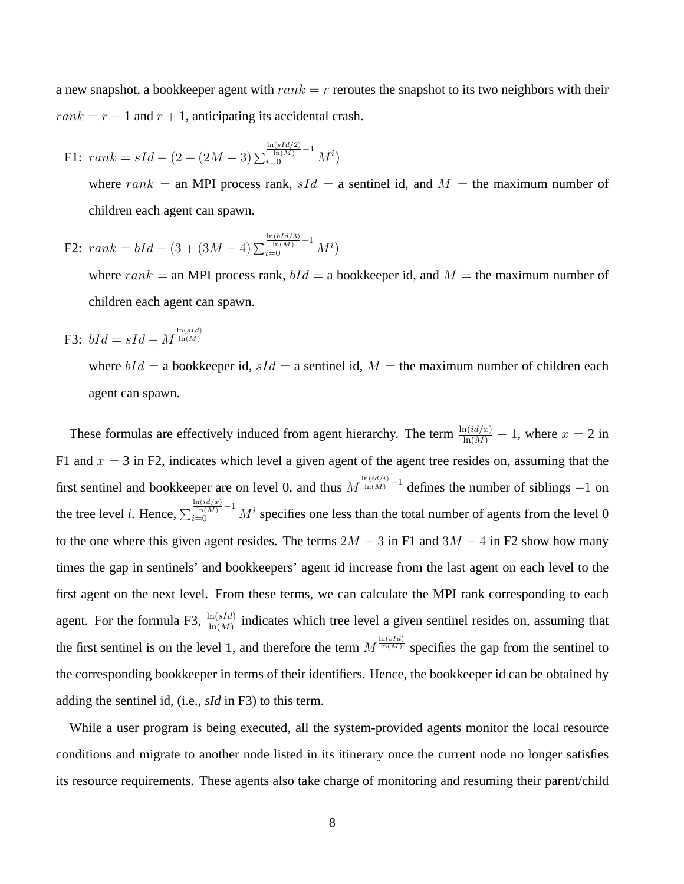a new snapshot, a bookkeeper agent with $rank = r$ reroutes the snapshot to its two neighbors with their $rank = r - 1$ and $r + 1$, anticipating its accidental crash.

- F1: $rank = sId - (2 + (2M - 3) \sum_{i=0}^{\frac{\ln(sId/2)}{\ln(M)} - 1} M^i)$

  where $rank$ = an MPI process rank, $sId$ = a sentinel id, and $M$ = the maximum number of children each agent can spawn.

- F2: $rank = bId - (3 + (3M - 4) \sum_{i=0}^{\frac{\ln(bId/3)}{\ln(M)} - 1} M^i)$

  where $rank$ = an MPI process rank, $bId$ = a bookkeeper id, and $M$ = the maximum number of children each agent can spawn.

- F3: $bId = sId + M^{\frac{\ln(sId)}{\ln(M)}}$

  where $bId$ = a bookkeeper id, $sId$ = a sentinel id, $M$ = the maximum number of children each agent can spawn.

These formulas are effectively induced from agent hierarchy. The term $\frac{\ln(id/x)}{\ln(M)} - 1$, where $x = 2$ in F1 and $x = 3$ in F2, indicates which level a given agent of the agent tree resides on, assuming that the first sentinel and bookkeeper are on level 0, and thus $M^{\frac{\ln(id/i)}{\ln(M)} - 1}$ defines the number of siblings $-1$ on the tree level *i*. Hence, $\sum_{i=0}^{\frac{\ln(id/x)}{\ln(M)} - 1} M^i$ specifies one less than the total number of agents from the level 0 to the one where this given agent resides. The terms $2M - 3$ in F1 and $3M - 4$ in F2 show how many times the gap in sentinels' and bookkeepers' agent id increase from the last agent on each level to the first agent on the next level. From these terms, we can calculate the MPI rank corresponding to each agent. For the formula F3, $\frac{\ln(sId)}{\ln(M)}$ indicates which tree level a given sentinel resides on, assuming that the first sentinel is on the level 1, and therefore the term $M^{\frac{\ln(sId)}{\ln(M)}}$ specifies the gap from the sentinel to the corresponding bookkeeper in terms of their identifiers. Hence, the bookkeeper id can be obtained by adding the sentinel id, (i.e., ***sId*** in F3) to this term.

While a user program is being executed, all the system-provided agents monitor the local resource conditions and migrate to another node listed in its itinerary once the current node no longer satisfies its resource requirements. These agents also take charge of monitoring and resuming their parent/child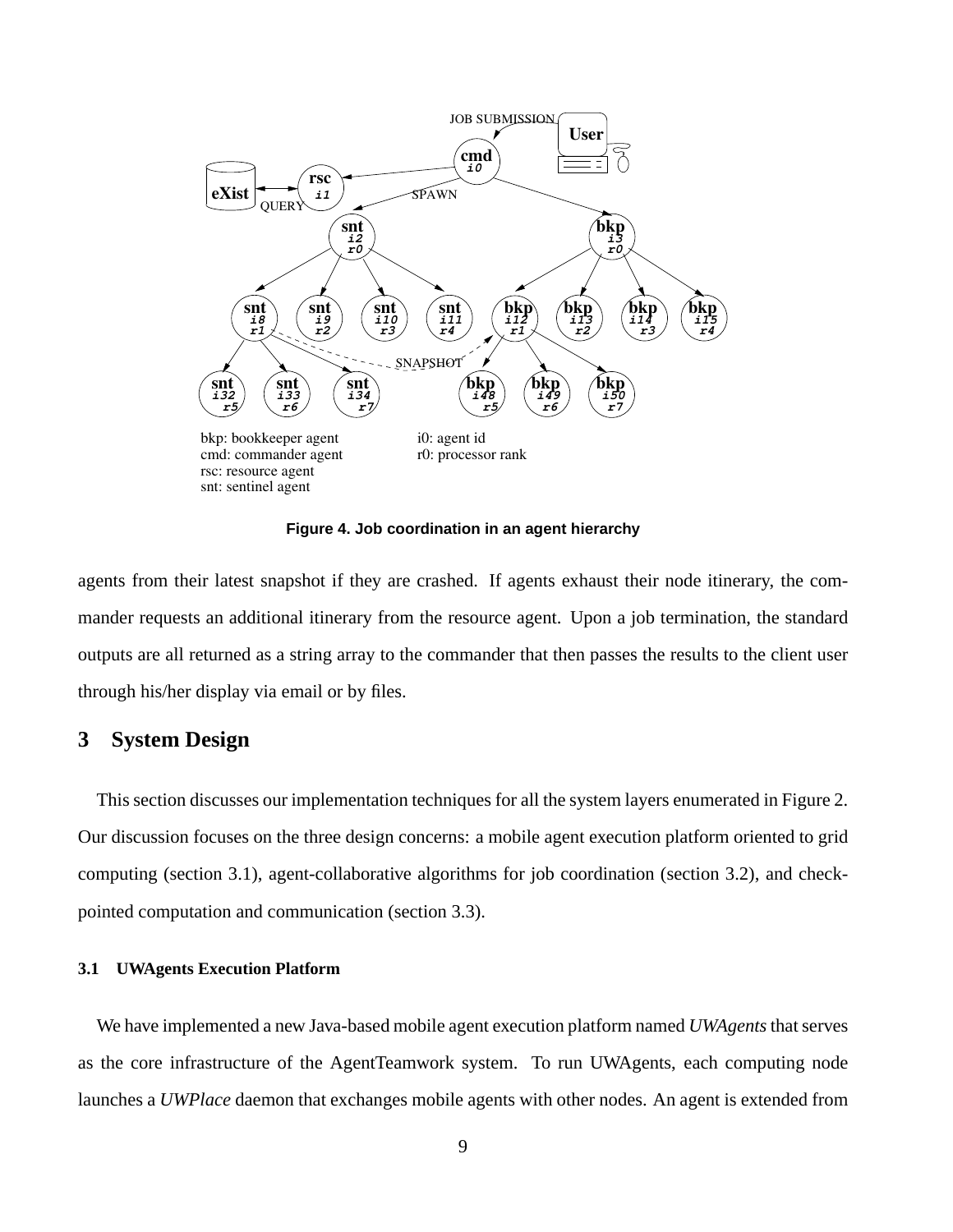Figure 4. Job coordination in an agent hierarchy

agents from their latest snapshot if they are crashed. If agents exhaust their node itinerary, the commander requests an additional itinerary from the resource agent. Upon a job termination, the standard outputs are all returned as a string array to the commander that then passes the results to the client user through his/her display via email or by files.

## 3 System Design

This section discusses our implementation techniques for all the system layers enumerated in Figure 2. Our discussion focuses on the three design concerns: a mobile agent execution platform oriented to grid computing (section 3.1), agent-collaborative algorithms for job coordination (section 3.2), and check-pointed computation and communication (section 3.3).

### 3.1 UWAgents Execution Platform

We have implemented a new Java-based mobile agent execution platform named *UWAgents* that serves as the core infrastructure of the AgentTeamwork system. To run UWAgents, each computing node launches a *UWPlace* daemon that exchanges mobile agents with other nodes. An agent is extended from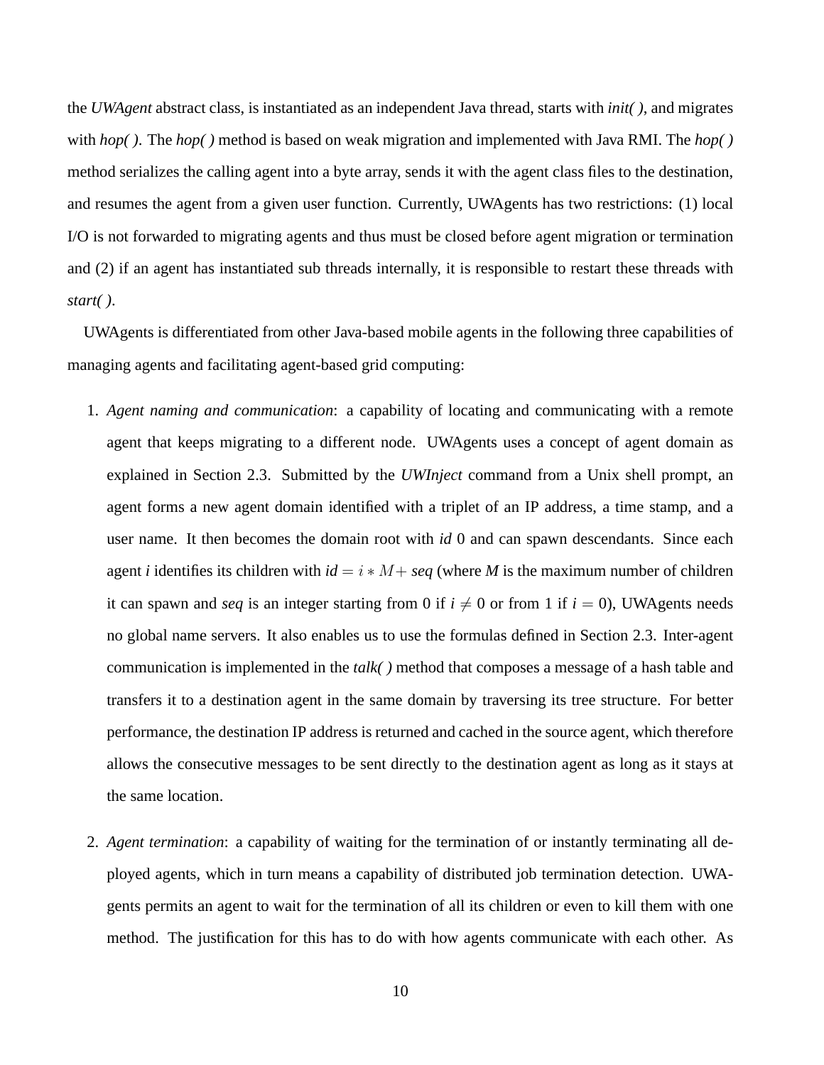the *UWAgent* abstract class, is instantiated as an independent Java thread, starts with *init( )*, and migrates with *hop( )*. The *hop( )* method is based on weak migration and implemented with Java RMI. The *hop( )* method serializes the calling agent into a byte array, sends it with the agent class files to the destination, and resumes the agent from a given user function. Currently, UWAgents has two restrictions: (1) local I/O is not forwarded to migrating agents and thus must be closed before agent migration or termination and (2) if an agent has instantiated sub threads internally, it is responsible to restart these threads with *start( )*.

UWAgents is differentiated from other Java-based mobile agents in the following three capabilities of managing agents and facilitating agent-based grid computing:

1. *Agent naming and communication*: a capability of locating and communicating with a remote agent that keeps migrating to a different node. UWAgents uses a concept of agent domain as explained in Section 2.3. Submitted by the *UWInject* command from a Unix shell prompt, an agent forms a new agent domain identified with a triplet of an IP address, a time stamp, and a user name. It then becomes the domain root with *id* 0 and can spawn descendants. Since each agent *i* identifies its children with $id = i * M + seq$ (where *M* is the maximum number of children it can spawn and *seq* is an integer starting from 0 if $i \neq 0$ or from 1 if $i = 0$), UWAgents needs no global name servers. It also enables us to use the formulas defined in Section 2.3. Inter-agent communication is implemented in the *talk( )* method that composes a message of a hash table and transfers it to a destination agent in the same domain by traversing its tree structure. For better performance, the destination IP address is returned and cached in the source agent, which therefore allows the consecutive messages to be sent directly to the destination agent as long as it stays at the same location.

2. *Agent termination*: a capability of waiting for the termination of or instantly terminating all deployed agents, which in turn means a capability of distributed job termination detection. UWAgents permits an agent to wait for the termination of all its children or even to kill them with one method. The justification for this has to do with how agents communicate with each other. As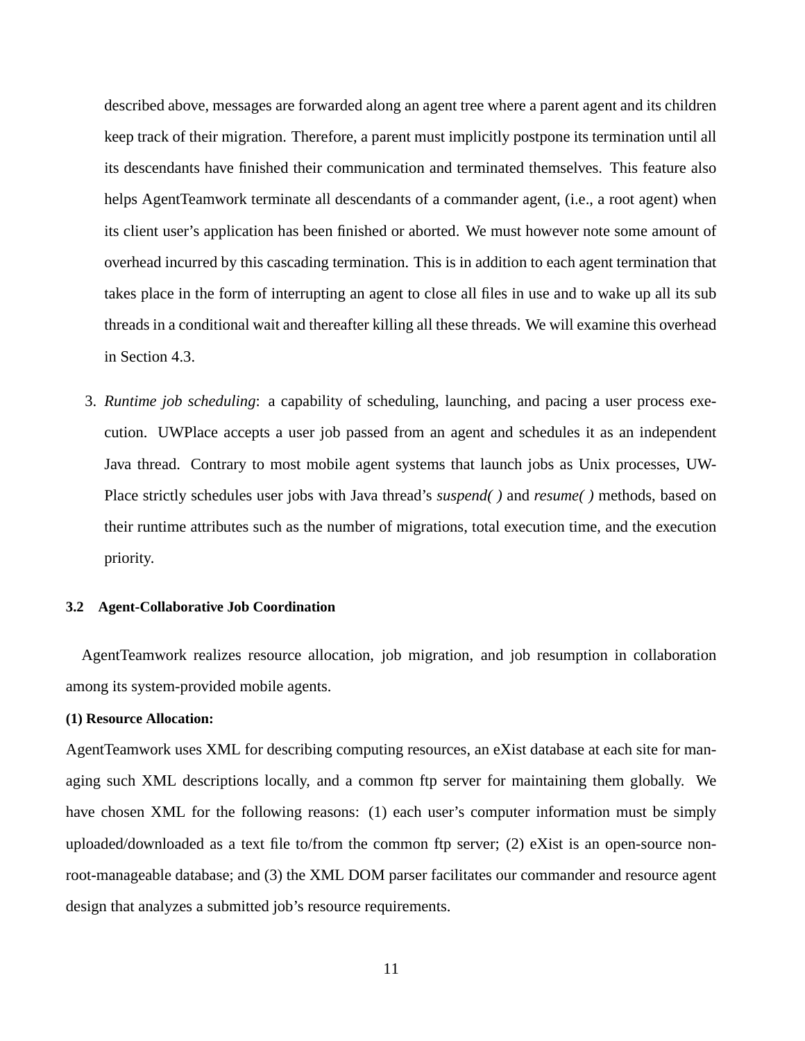described above, messages are forwarded along an agent tree where a parent agent and its children keep track of their migration. Therefore, a parent must implicitly postpone its termination until all its descendants have finished their communication and terminated themselves. This feature also helps AgentTeamwork terminate all descendants of a commander agent, (i.e., a root agent) when its client user's application has been finished or aborted. We must however note some amount of overhead incurred by this cascading termination. This is in addition to each agent termination that takes place in the form of interrupting an agent to close all files in use and to wake up all its sub threads in a conditional wait and thereafter killing all these threads. We will examine this overhead in Section 4.3.

3. *Runtime job scheduling*: a capability of scheduling, launching, and pacing a user process execution. UWPlace accepts a user job passed from an agent and schedules it as an independent Java thread. Contrary to most mobile agent systems that launch jobs as Unix processes, UWPlace strictly schedules user jobs with Java thread's *suspend( )* and *resume( )* methods, based on their runtime attributes such as the number of migrations, total execution time, and the execution priority.

### 3.2 Agent-Collaborative Job Coordination

AgentTeamwork realizes resource allocation, job migration, and job resumption in collaboration among its system-provided mobile agents.

**(1) Resource Allocation:**

AgentTeamwork uses XML for describing computing resources, an eXist database at each site for managing such XML descriptions locally, and a common ftp server for maintaining them globally. We have chosen XML for the following reasons: (1) each user's computer information must be simply uploaded/downloaded as a text file to/from the common ftp server; (2) eXist is an open-source non-root-manageable database; and (3) the XML DOM parser facilitates our commander and resource agent design that analyzes a submitted job's resource requirements.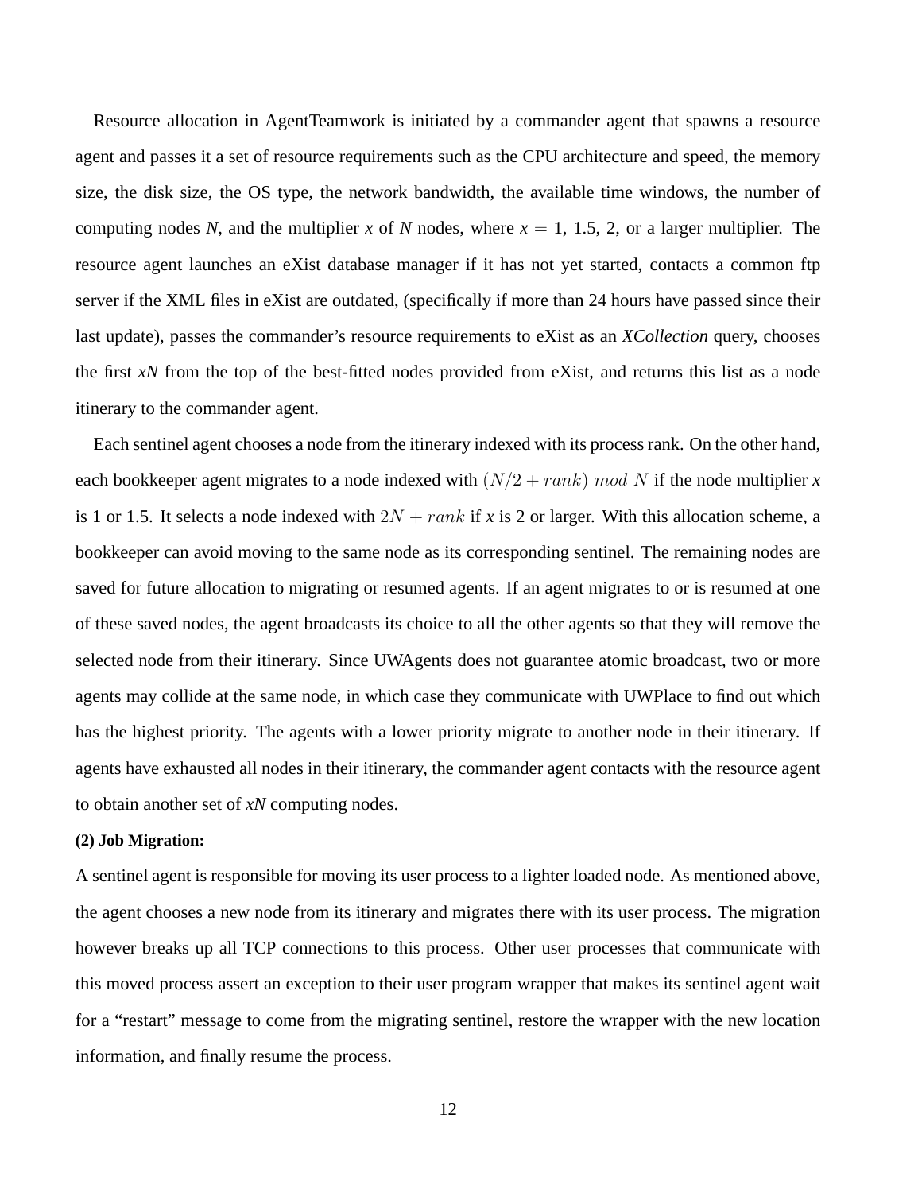Resource allocation in AgentTeamwork is initiated by a commander agent that spawns a resource agent and passes it a set of resource requirements such as the CPU architecture and speed, the memory size, the disk size, the OS type, the network bandwidth, the available time windows, the number of computing nodes $N$, and the multiplier $x$ of $N$ nodes, where $x = 1$, 1.5, 2, or a larger multiplier. The resource agent launches an eXist database manager if it has not yet started, contacts a common ftp server if the XML files in eXist are outdated, (specifically if more than 24 hours have passed since their last update), passes the commander's resource requirements to eXist as an *XCollection* query, chooses the first $xN$ from the top of the best-fitted nodes provided from eXist, and returns this list as a node itinerary to the commander agent.

Each sentinel agent chooses a node from the itinerary indexed with its process rank. On the other hand, each bookkeeper agent migrates to a node indexed with $(N/2 + rank)\ mod\ N$ if the node multiplier $x$ is 1 or 1.5. It selects a node indexed with $2N + rank$ if $x$ is 2 or larger. With this allocation scheme, a bookkeeper can avoid moving to the same node as its corresponding sentinel. The remaining nodes are saved for future allocation to migrating or resumed agents. If an agent migrates to or is resumed at one of these saved nodes, the agent broadcasts its choice to all the other agents so that they will remove the selected node from their itinerary. Since UWAgents does not guarantee atomic broadcast, two or more agents may collide at the same node, in which case they communicate with UWPlace to find out which has the highest priority. The agents with a lower priority migrate to another node in their itinerary. If agents have exhausted all nodes in their itinerary, the commander agent contacts with the resource agent to obtain another set of $xN$ computing nodes.

**(2) Job Migration:**

A sentinel agent is responsible for moving its user process to a lighter loaded node. As mentioned above, the agent chooses a new node from its itinerary and migrates there with its user process. The migration however breaks up all TCP connections to this process. Other user processes that communicate with this moved process assert an exception to their user program wrapper that makes its sentinel agent wait for a "restart" message to come from the migrating sentinel, restore the wrapper with the new location information, and finally resume the process.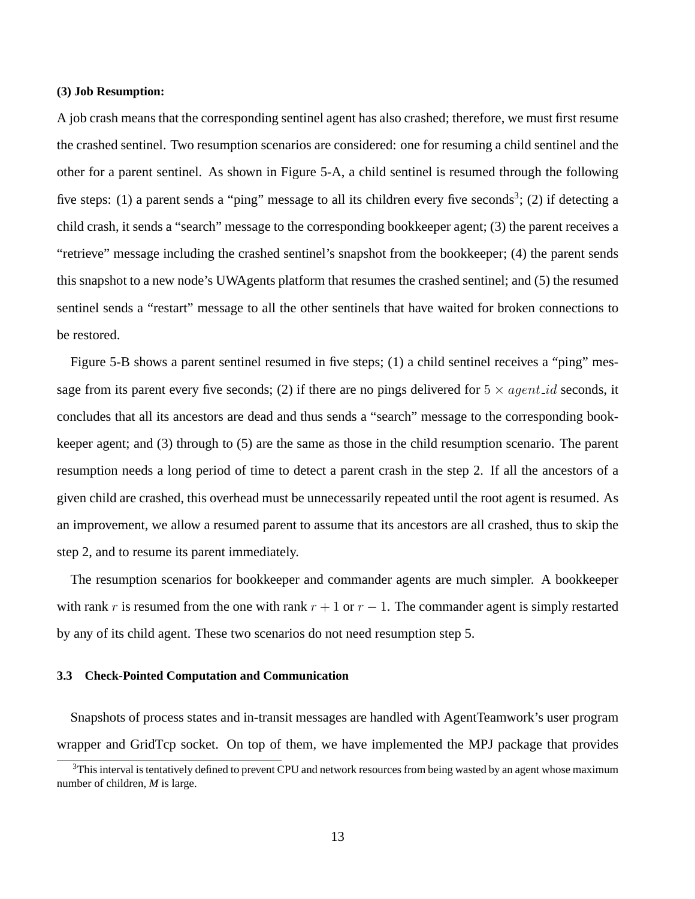**(3) Job Resumption:**

A job crash means that the corresponding sentinel agent has also crashed; therefore, we must first resume the crashed sentinel. Two resumption scenarios are considered: one for resuming a child sentinel and the other for a parent sentinel. As shown in Figure 5-A, a child sentinel is resumed through the following five steps: (1) a parent sends a "ping" message to all its children every five seconds[3]; (2) if detecting a child crash, it sends a "search" message to the corresponding bookkeeper agent; (3) the parent receives a "retrieve" message including the crashed sentinel's snapshot from the bookkeeper; (4) the parent sends this snapshot to a new node's UWAgents platform that resumes the crashed sentinel; and (5) the resumed sentinel sends a "restart" message to all the other sentinels that have waited for broken connections to be restored.

Figure 5-B shows a parent sentinel resumed in five steps; (1) a child sentinel receives a "ping" message from its parent every five seconds; (2) if there are no pings delivered for $5 \times agent\_id$ seconds, it concludes that all its ancestors are dead and thus sends a "search" message to the corresponding bookkeeper agent; and (3) through to (5) are the same as those in the child resumption scenario. The parent resumption needs a long period of time to detect a parent crash in the step 2. If all the ancestors of a given child are crashed, this overhead must be unnecessarily repeated until the root agent is resumed. As an improvement, we allow a resumed parent to assume that its ancestors are all crashed, thus to skip the step 2, and to resume its parent immediately.

The resumption scenarios for bookkeeper and commander agents are much simpler. A bookkeeper with rank $r$ is resumed from the one with rank $r + 1$ or $r - 1$. The commander agent is simply restarted by any of its child agent. These two scenarios do not need resumption step 5.

### 3.3 Check-Pointed Computation and Communication

Snapshots of process states and in-transit messages are handled with AgentTeamwork's user program wrapper and GridTcp socket. On top of them, we have implemented the MPJ package that provides

[3] This interval is tentatively defined to prevent CPU and network resources from being wasted by an agent whose maximum number of children, *M* is large.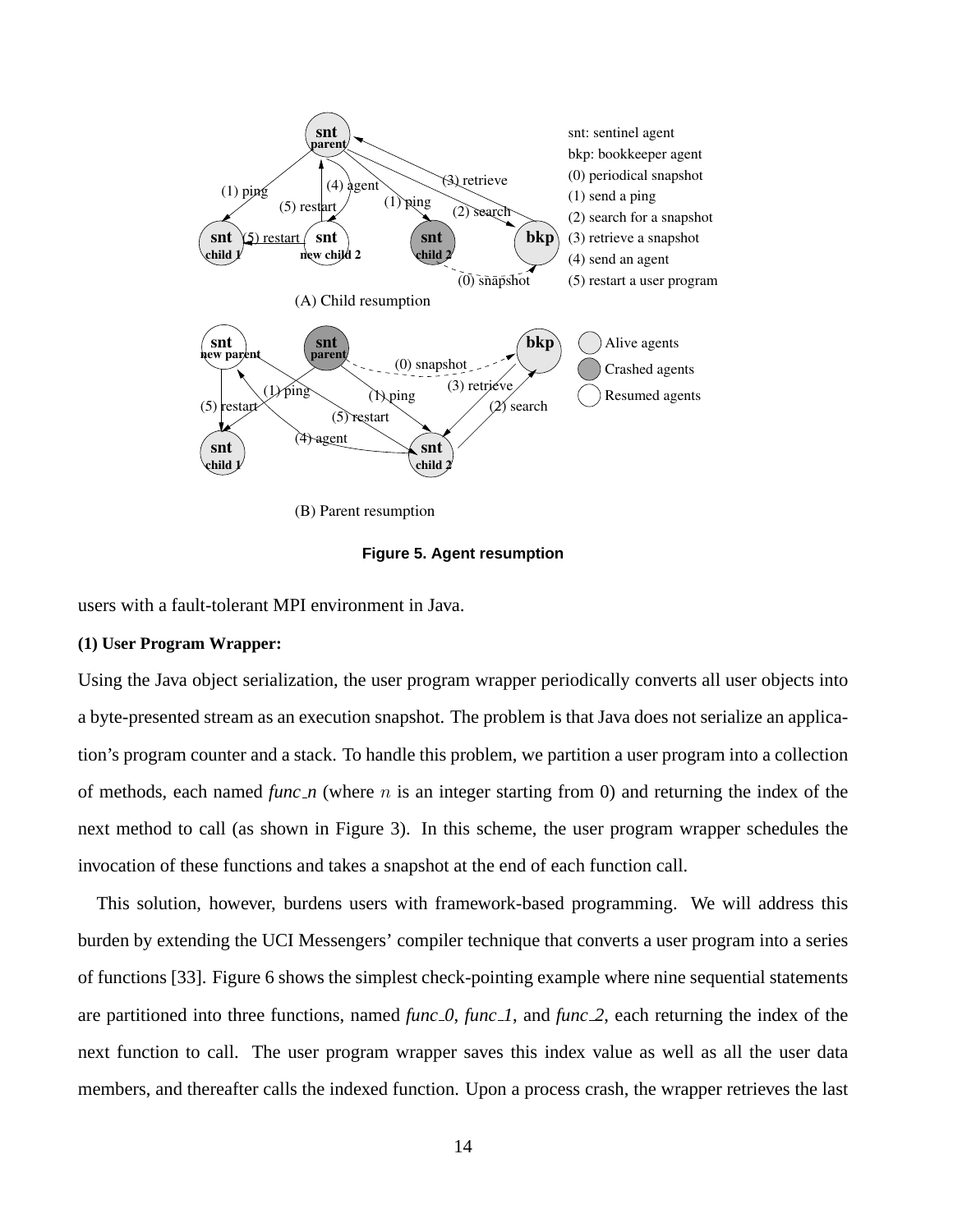(A) Child resumption

(B) Parent resumption

snt: sentinel agent
bkp: bookkeeper agent
(0) periodical snapshot
(1) send a ping
(2) search for a snapshot
(3) retrieve a snapshot
(4) send an agent
(5) restart a user program

Alive agents
Crashed agents
Resumed agents

**Figure 5. Agent resumption**

users with a fault-tolerant MPI environment in Java.

**(1) User Program Wrapper:**

Using the Java object serialization, the user program wrapper periodically converts all user objects into a byte-presented stream as an execution snapshot. The problem is that Java does not serialize an application's program counter and a stack. To handle this problem, we partition a user program into a collection of methods, each named *func_n* (where $n$ is an integer starting from 0) and returning the index of the next method to call (as shown in Figure 3). In this scheme, the user program wrapper schedules the invocation of these functions and takes a snapshot at the end of each function call.

This solution, however, burdens users with framework-based programming. We will address this burden by extending the UCI Messengers' compiler technique that converts a user program into a series of functions [33]. Figure 6 shows the simplest check-pointing example where nine sequential statements are partitioned into three functions, named *func_0*, *func_1*, and *func_2*, each returning the index of the next function to call. The user program wrapper saves this index value as well as all the user data members, and thereafter calls the indexed function. Upon a process crash, the wrapper retrieves the last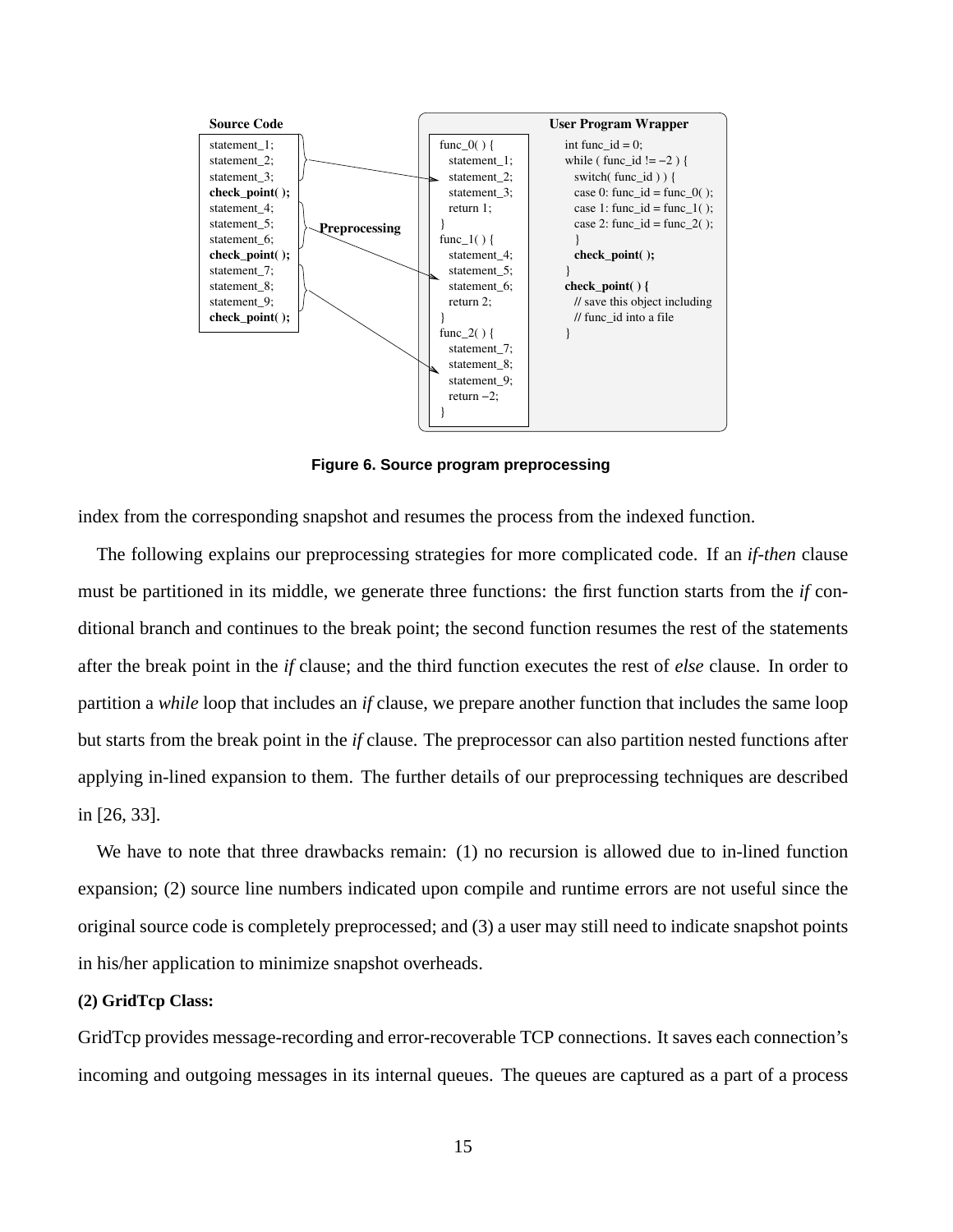**Source Code**

```
statement_1;
statement_2;
statement_3;
check_point( );
statement_4;
statement_5;
statement_6;
check_point( );
statement_7;
statement_8;
statement_9;
check_point( );
```

**Preprocessing**

**User Program Wrapper**

```
func_0( ) {
  statement_1;
  statement_2;
  statement_3;
  return 1;
}
func_1( ) {
  statement_4;
  statement_5;
  statement_6;
  return 2;
}
func_2( ) {
  statement_7;
  statement_8;
  statement_9;
  return -2;
}
```

```
int func_id = 0;
while ( func_id != -2 ) {
  switch( func_id ) ) {
  case 0: func_id = func_0( );
  case 1: func_id = func_1( );
  case 2: func_id = func_2( );
  }
  check_point( );
}
check_point( ) {
  // save this object including
  // func_id into a file
}
```

**Figure 6. Source program preprocessing**

index from the corresponding snapshot and resumes the process from the indexed function.

The following explains our preprocessing strategies for more complicated code. If an *if-then* clause must be partitioned in its middle, we generate three functions: the first function starts from the *if* conditional branch and continues to the break point; the second function resumes the rest of the statements after the break point in the *if* clause; and the third function executes the rest of *else* clause. In order to partition a *while* loop that includes an *if* clause, we prepare another function that includes the same loop but starts from the break point in the *if* clause. The preprocessor can also partition nested functions after applying in-lined expansion to them. The further details of our preprocessing techniques are described in [26, 33].

We have to note that three drawbacks remain: (1) no recursion is allowed due to in-lined function expansion; (2) source line numbers indicated upon compile and runtime errors are not useful since the original source code is completely preprocessed; and (3) a user may still need to indicate snapshot points in his/her application to minimize snapshot overheads.

**(2) GridTcp Class:**

GridTcp provides message-recording and error-recoverable TCP connections. It saves each connection's incoming and outgoing messages in its internal queues. The queues are captured as a part of a process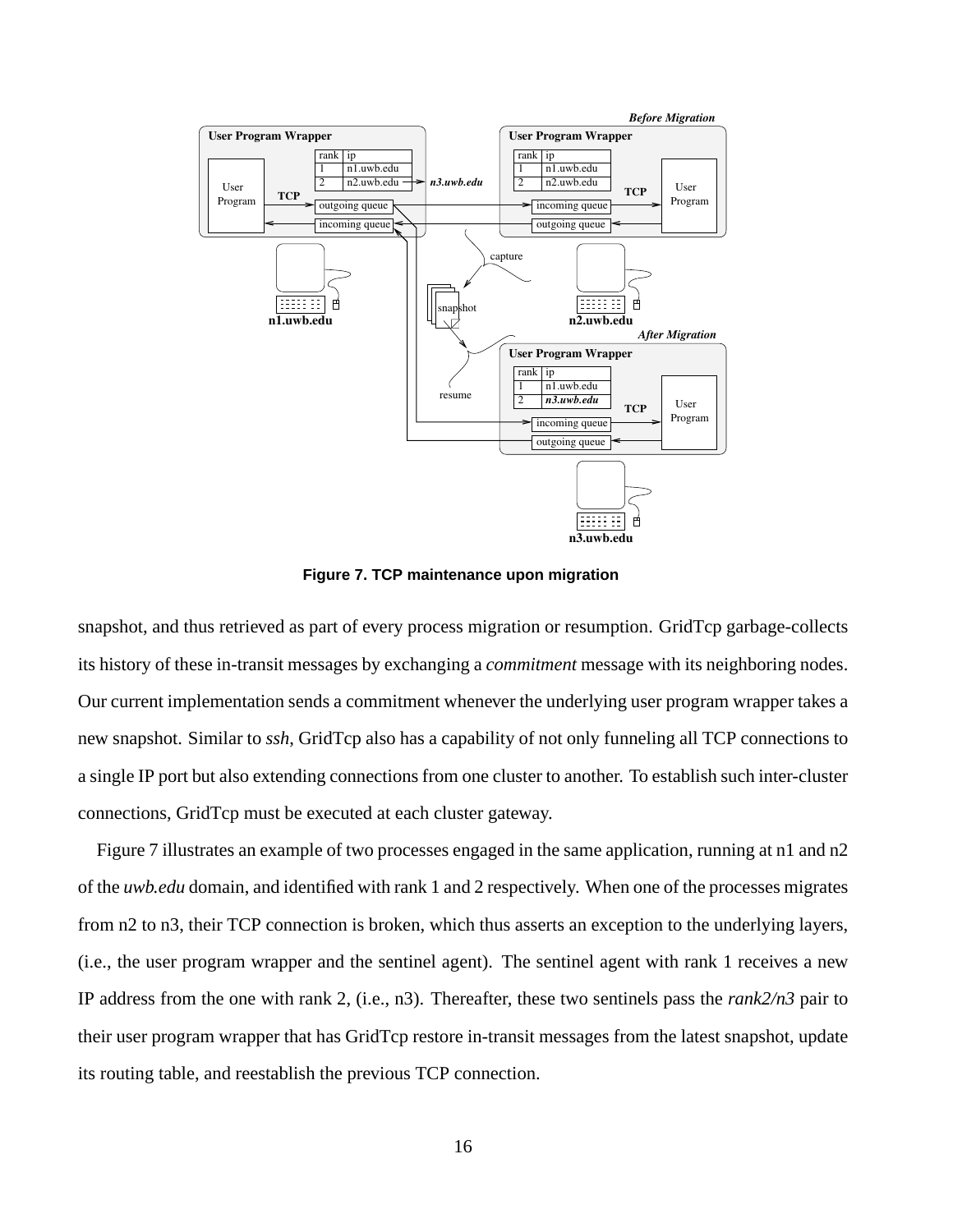**Figure 7. TCP maintenance upon migration**

snapshot, and thus retrieved as part of every process migration or resumption. GridTcp garbage-collects its history of these in-transit messages by exchanging a *commitment* message with its neighboring nodes. Our current implementation sends a commitment whenever the underlying user program wrapper takes a new snapshot. Similar to *ssh*, GridTcp also has a capability of not only funneling all TCP connections to a single IP port but also extending connections from one cluster to another. To establish such inter-cluster connections, GridTcp must be executed at each cluster gateway.

Figure 7 illustrates an example of two processes engaged in the same application, running at n1 and n2 of the *uwb.edu* domain, and identified with rank 1 and 2 respectively. When one of the processes migrates from n2 to n3, their TCP connection is broken, which thus asserts an exception to the underlying layers, (i.e., the user program wrapper and the sentinel agent). The sentinel agent with rank 1 receives a new IP address from the one with rank 2, (i.e., n3). Thereafter, these two sentinels pass the *rank2/n3* pair to their user program wrapper that has GridTcp restore in-transit messages from the latest snapshot, update its routing table, and reestablish the previous TCP connection.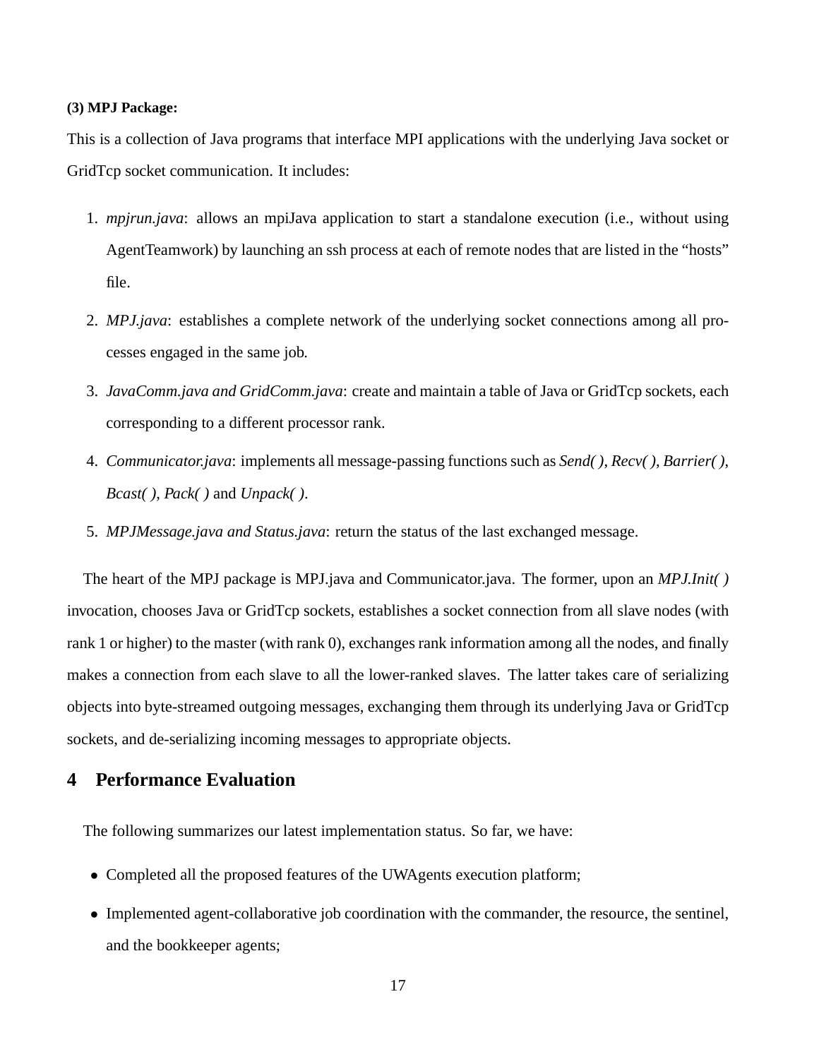**(3) MPJ Package:**

This is a collection of Java programs that interface MPI applications with the underlying Java socket or GridTcp socket communication. It includes:

1. *mpjrun.java*: allows an mpiJava application to start a standalone execution (i.e., without using AgentTeamwork) by launching an ssh process at each of remote nodes that are listed in the "hosts" file.
2. *MPJ.java*: establishes a complete network of the underlying socket connections among all processes engaged in the same job.
3. *JavaComm.java and GridComm.java*: create and maintain a table of Java or GridTcp sockets, each corresponding to a different processor rank.
4. *Communicator.java*: implements all message-passing functions such as *Send( )*, *Recv( )*, *Barrier( )*, *Bcast( )*, *Pack( )* and *Unpack( )*.
5. *MPJMessage.java and Status.java*: return the status of the last exchanged message.

The heart of the MPJ package is MPJ.java and Communicator.java. The former, upon an *MPJ.Init( )* invocation, chooses Java or GridTcp sockets, establishes a socket connection from all slave nodes (with rank 1 or higher) to the master (with rank 0), exchanges rank information among all the nodes, and finally makes a connection from each slave to all the lower-ranked slaves. The latter takes care of serializing objects into byte-streamed outgoing messages, exchanging them through its underlying Java or GridTcp sockets, and de-serializing incoming messages to appropriate objects.

## 4 Performance Evaluation

The following summarizes our latest implementation status. So far, we have:

- Completed all the proposed features of the UWAgents execution platform;
- Implemented agent-collaborative job coordination with the commander, the resource, the sentinel, and the bookkeeper agents;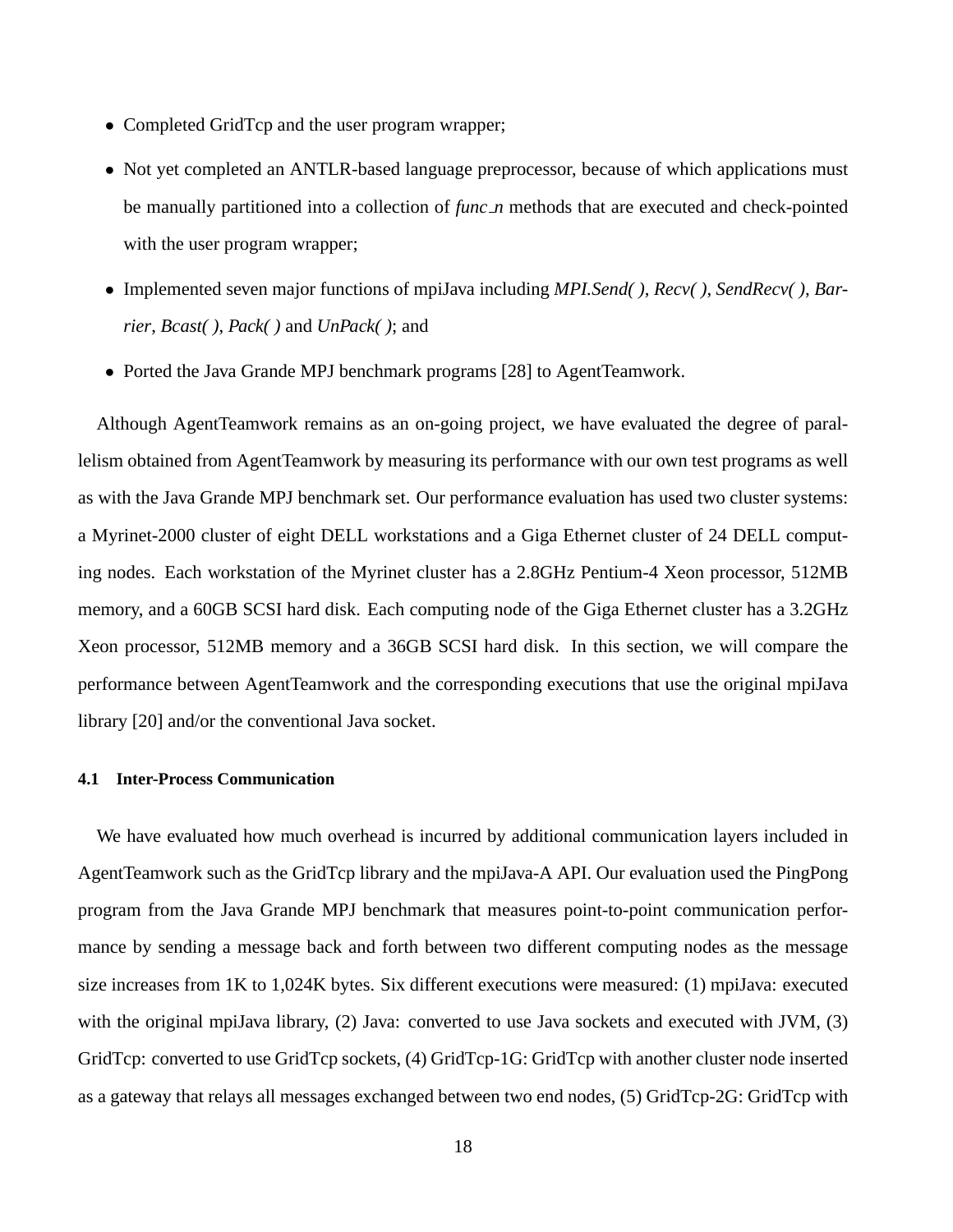- Completed GridTcp and the user program wrapper;
- Not yet completed an ANTLR-based language preprocessor, because of which applications must be manually partitioned into a collection of *func_n* methods that are executed and check-pointed with the user program wrapper;
- Implemented seven major functions of mpiJava including *MPI.Send( )*, *Recv( )*, *SendRecv( )*, *Barrier*, *Bcast( )*, *Pack( )* and *UnPack( )*; and
- Ported the Java Grande MPJ benchmark programs [28] to AgentTeamwork.

Although AgentTeamwork remains as an on-going project, we have evaluated the degree of parallelism obtained from AgentTeamwork by measuring its performance with our own test programs as well as with the Java Grande MPJ benchmark set. Our performance evaluation has used two cluster systems: a Myrinet-2000 cluster of eight DELL workstations and a Giga Ethernet cluster of 24 DELL computing nodes. Each workstation of the Myrinet cluster has a 2.8GHz Pentium-4 Xeon processor, 512MB memory, and a 60GB SCSI hard disk. Each computing node of the Giga Ethernet cluster has a 3.2GHz Xeon processor, 512MB memory and a 36GB SCSI hard disk. In this section, we will compare the performance between AgentTeamwork and the corresponding executions that use the original mpiJava library [20] and/or the conventional Java socket.

### 4.1 Inter-Process Communication

We have evaluated how much overhead is incurred by additional communication layers included in AgentTeamwork such as the GridTcp library and the mpiJava-A API. Our evaluation used the PingPong program from the Java Grande MPJ benchmark that measures point-to-point communication performance by sending a message back and forth between two different computing nodes as the message size increases from 1K to 1,024K bytes. Six different executions were measured: (1) mpiJava: executed with the original mpiJava library, (2) Java: converted to use Java sockets and executed with JVM, (3) GridTcp: converted to use GridTcp sockets, (4) GridTcp-1G: GridTcp with another cluster node inserted as a gateway that relays all messages exchanged between two end nodes, (5) GridTcp-2G: GridTcp with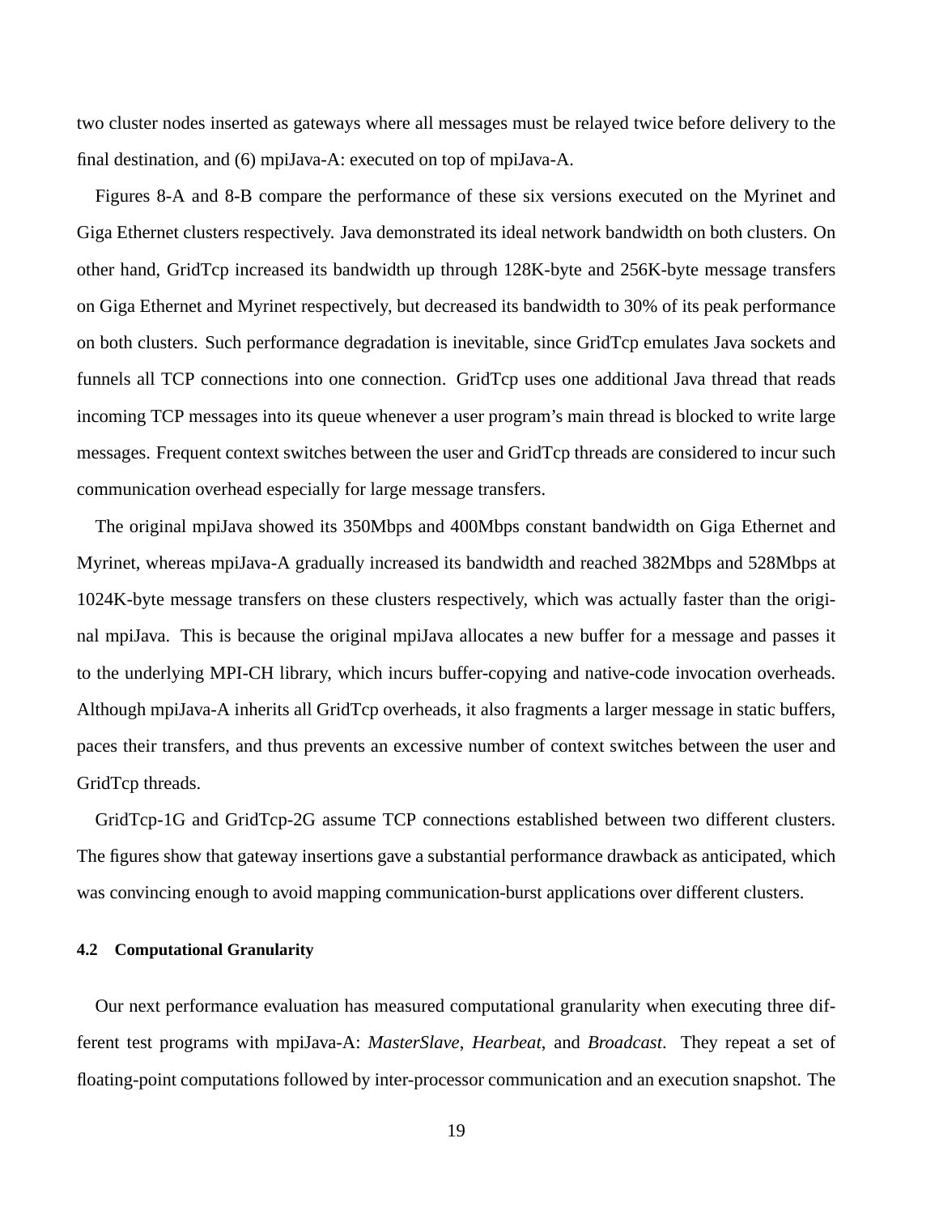two cluster nodes inserted as gateways where all messages must be relayed twice before delivery to the final destination, and (6) mpiJava-A: executed on top of mpiJava-A.

Figures 8-A and 8-B compare the performance of these six versions executed on the Myrinet and Giga Ethernet clusters respectively. Java demonstrated its ideal network bandwidth on both clusters. On other hand, GridTcp increased its bandwidth up through 128K-byte and 256K-byte message transfers on Giga Ethernet and Myrinet respectively, but decreased its bandwidth to 30% of its peak performance on both clusters. Such performance degradation is inevitable, since GridTcp emulates Java sockets and funnels all TCP connections into one connection. GridTcp uses one additional Java thread that reads incoming TCP messages into its queue whenever a user program's main thread is blocked to write large messages. Frequent context switches between the user and GridTcp threads are considered to incur such communication overhead especially for large message transfers.

The original mpiJava showed its 350Mbps and 400Mbps constant bandwidth on Giga Ethernet and Myrinet, whereas mpiJava-A gradually increased its bandwidth and reached 382Mbps and 528Mbps at 1024K-byte message transfers on these clusters respectively, which was actually faster than the original mpiJava. This is because the original mpiJava allocates a new buffer for a message and passes it to the underlying MPI-CH library, which incurs buffer-copying and native-code invocation overheads. Although mpiJava-A inherits all GridTcp overheads, it also fragments a larger message in static buffers, paces their transfers, and thus prevents an excessive number of context switches between the user and GridTcp threads.

GridTcp-1G and GridTcp-2G assume TCP connections established between two different clusters. The figures show that gateway insertions gave a substantial performance drawback as anticipated, which was convincing enough to avoid mapping communication-burst applications over different clusters.

### 4.2 Computational Granularity

Our next performance evaluation has measured computational granularity when executing three different test programs with mpiJava-A: *MasterSlave*, *Hearbeat*, and *Broadcast*. They repeat a set of floating-point computations followed by inter-processor communication and an execution snapshot. The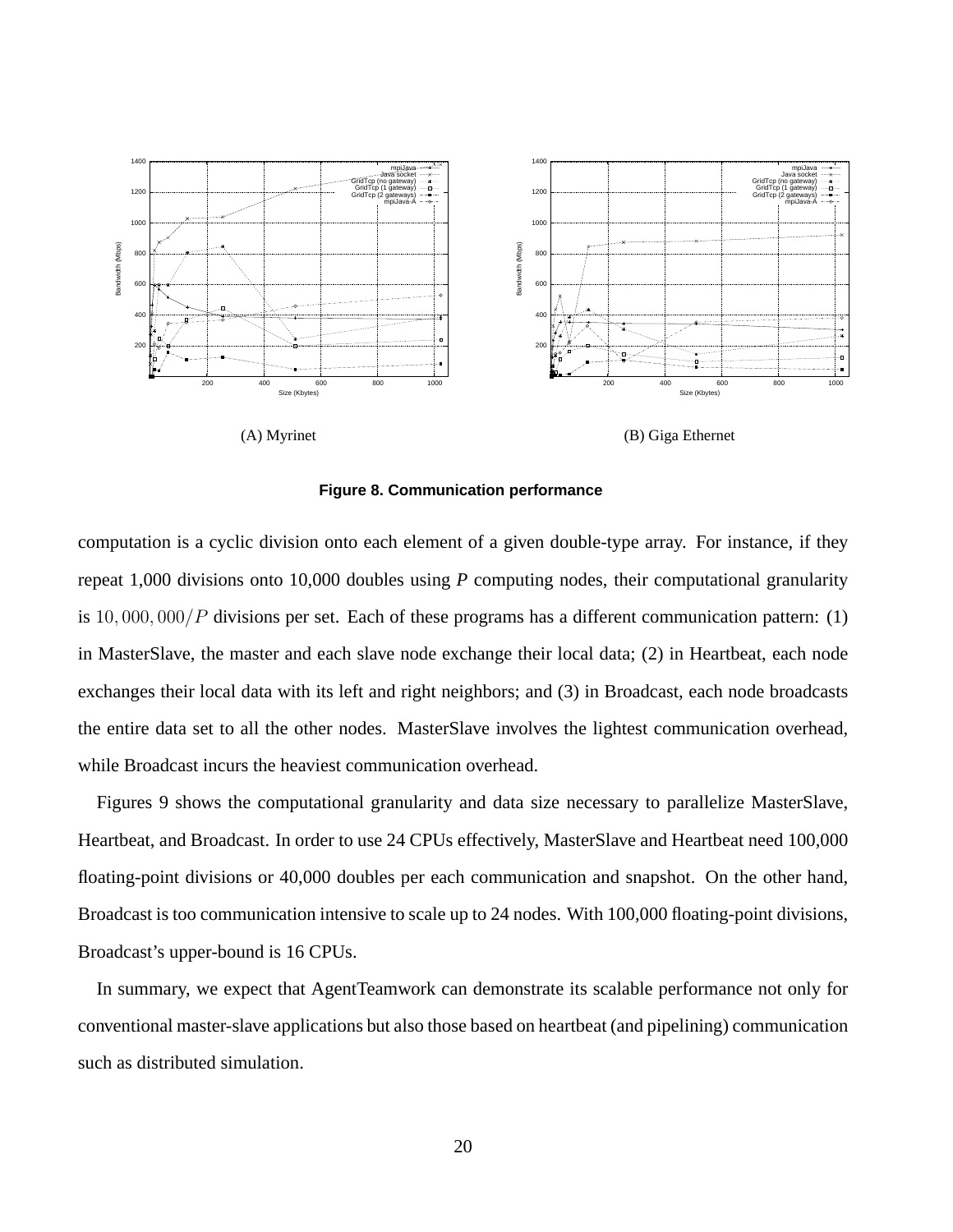(A) Myrinet

(B) Giga Ethernet

**Figure 8. Communication performance**

computation is a cyclic division onto each element of a given double-type array. For instance, if they repeat 1,000 divisions onto 10,000 doubles using *P* computing nodes, their computational granularity is $10,000,000/P$ divisions per set. Each of these programs has a different communication pattern: (1) in MasterSlave, the master and each slave node exchange their local data; (2) in Heartbeat, each node exchanges their local data with its left and right neighbors; and (3) in Broadcast, each node broadcasts the entire data set to all the other nodes. MasterSlave involves the lightest communication overhead, while Broadcast incurs the heaviest communication overhead.

Figures 9 shows the computational granularity and data size necessary to parallelize MasterSlave, Heartbeat, and Broadcast. In order to use 24 CPUs effectively, MasterSlave and Heartbeat need 100,000 floating-point divisions or 40,000 doubles per each communication and snapshot. On the other hand, Broadcast is too communication intensive to scale up to 24 nodes. With 100,000 floating-point divisions, Broadcast's upper-bound is 16 CPUs.

In summary, we expect that AgentTeamwork can demonstrate its scalable performance not only for conventional master-slave applications but also those based on heartbeat (and pipelining) communication such as distributed simulation.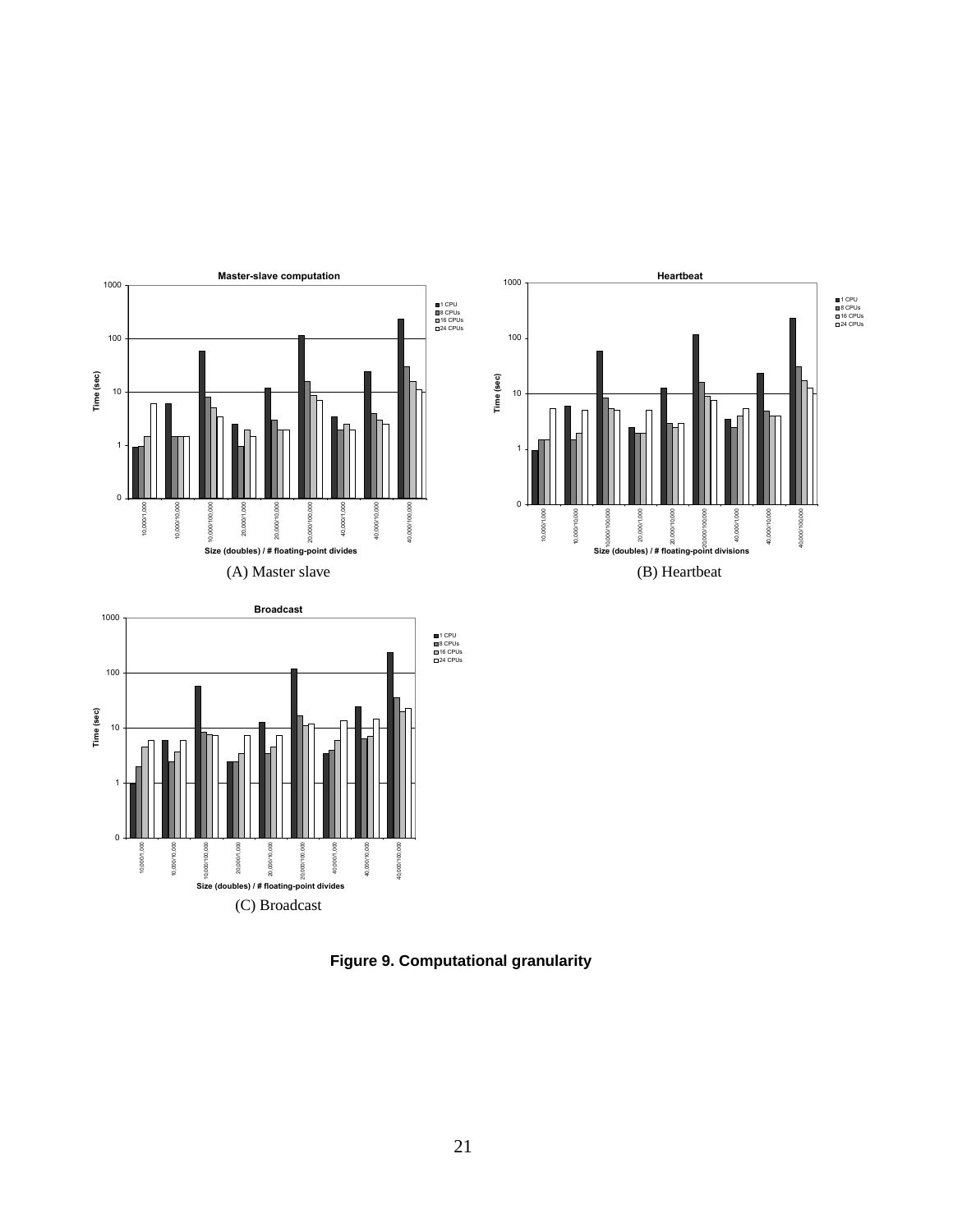(A) Master slave

(B) Heartbeat

(C) Broadcast

**Figure 9. Computational granularity**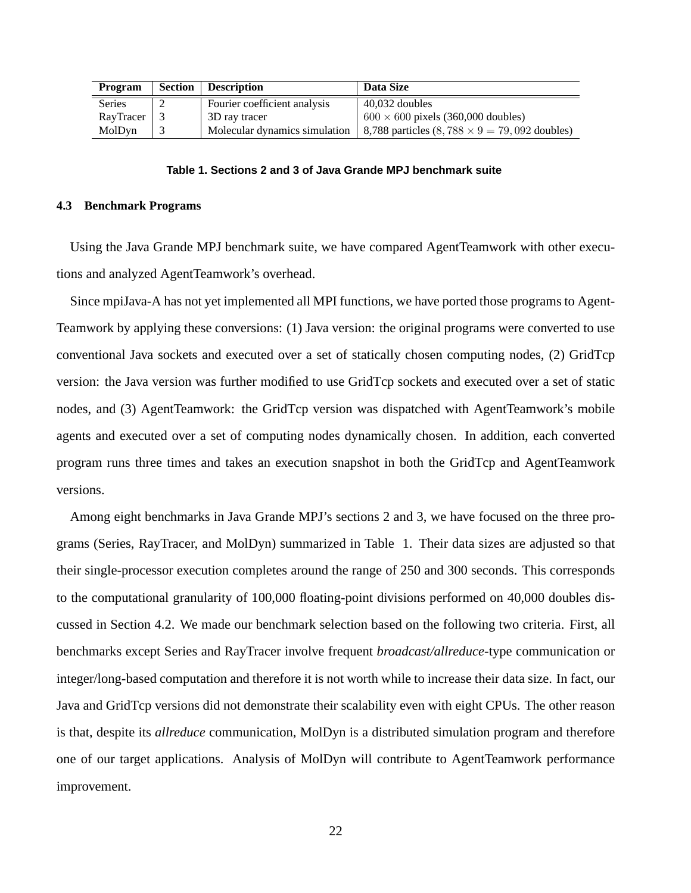| Program | Section | Description | Data Size |
|---|---|---|---|
| Series | 2 | Fourier coefficient analysis | 40,032 doubles |
| RayTracer | 3 | 3D ray tracer | $600 \times 600$ pixels (360,000 doubles) |
| MolDyn | 3 | Molecular dynamics simulation | 8,788 particles ($8,788 \times 9 = 79,092$ doubles) |

**Table 1. Sections 2 and 3 of Java Grande MPJ benchmark suite**

### 4.3 Benchmark Programs

Using the Java Grande MPJ benchmark suite, we have compared AgentTeamwork with other executions and analyzed AgentTeamwork's overhead.

Since mpiJava-A has not yet implemented all MPI functions, we have ported those programs to AgentTeamwork by applying these conversions: (1) Java version: the original programs were converted to use conventional Java sockets and executed over a set of statically chosen computing nodes, (2) GridTcp version: the Java version was further modified to use GridTcp sockets and executed over a set of static nodes, and (3) AgentTeamwork: the GridTcp version was dispatched with AgentTeamwork's mobile agents and executed over a set of computing nodes dynamically chosen. In addition, each converted program runs three times and takes an execution snapshot in both the GridTcp and AgentTeamwork versions.

Among eight benchmarks in Java Grande MPJ's sections 2 and 3, we have focused on the three programs (Series, RayTracer, and MolDyn) summarized in Table 1. Their data sizes are adjusted so that their single-processor execution completes around the range of 250 and 300 seconds. This corresponds to the computational granularity of 100,000 floating-point divisions performed on 40,000 doubles discussed in Section 4.2. We made our benchmark selection based on the following two criteria. First, all benchmarks except Series and RayTracer involve frequent *broadcast/allreduce*-type communication or integer/long-based computation and therefore it is not worth while to increase their data size. In fact, our Java and GridTcp versions did not demonstrate their scalability even with eight CPUs. The other reason is that, despite its *allreduce* communication, MolDyn is a distributed simulation program and therefore one of our target applications. Analysis of MolDyn will contribute to AgentTeamwork performance improvement.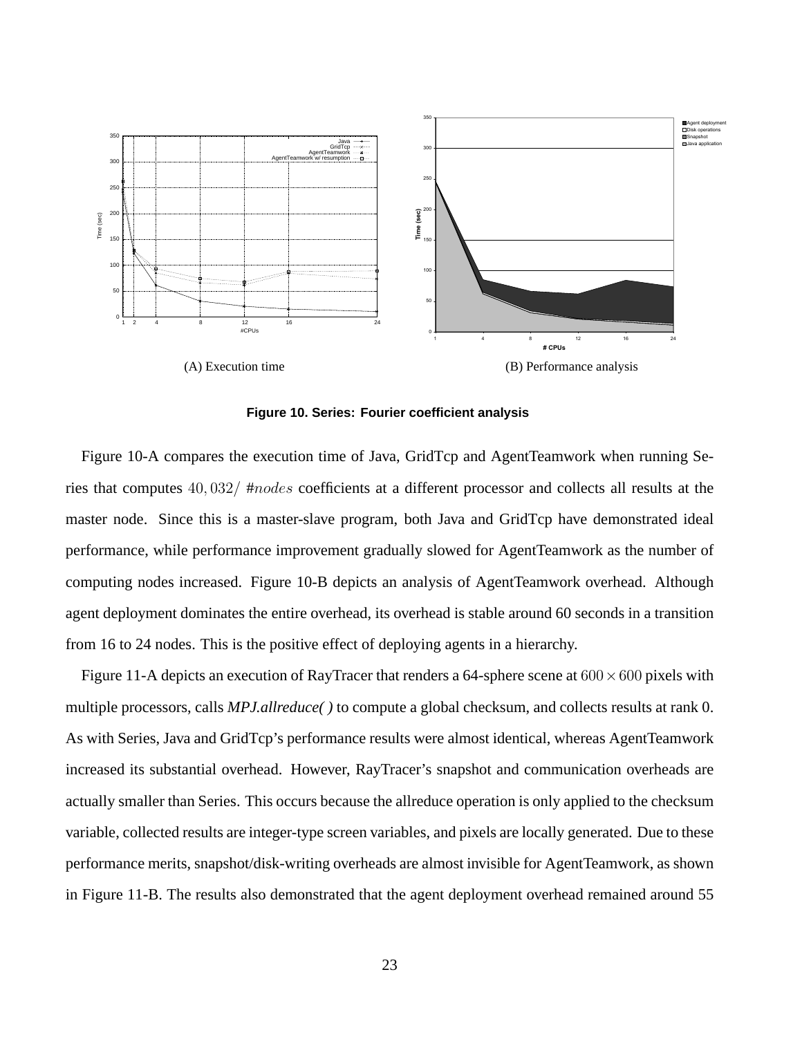(A) Execution time

(B) Performance analysis

**Figure 10. Series: Fourier coefficient analysis**

Figure 10-A compares the execution time of Java, GridTcp and AgentTeamwork when running Series that computes $40,032/\ \#nodes$ coefficients at a different processor and collects all results at the master node. Since this is a master-slave program, both Java and GridTcp have demonstrated ideal performance, while performance improvement gradually slowed for AgentTeamwork as the number of computing nodes increased. Figure 10-B depicts an analysis of AgentTeamwork overhead. Although agent deployment dominates the entire overhead, its overhead is stable around 60 seconds in a transition from 16 to 24 nodes. This is the positive effect of deploying agents in a hierarchy.

Figure 11-A depicts an execution of RayTracer that renders a 64-sphere scene at $600 \times 600$ pixels with multiple processors, calls *MPJ.allreduce( )* to compute a global checksum, and collects results at rank 0. As with Series, Java and GridTcp's performance results were almost identical, whereas AgentTeamwork increased its substantial overhead. However, RayTracer's snapshot and communication overheads are actually smaller than Series. This occurs because the allreduce operation is only applied to the checksum variable, collected results are integer-type screen variables, and pixels are locally generated. Due to these performance merits, snapshot/disk-writing overheads are almost invisible for AgentTeamwork, as shown in Figure 11-B. The results also demonstrated that the agent deployment overhead remained around 55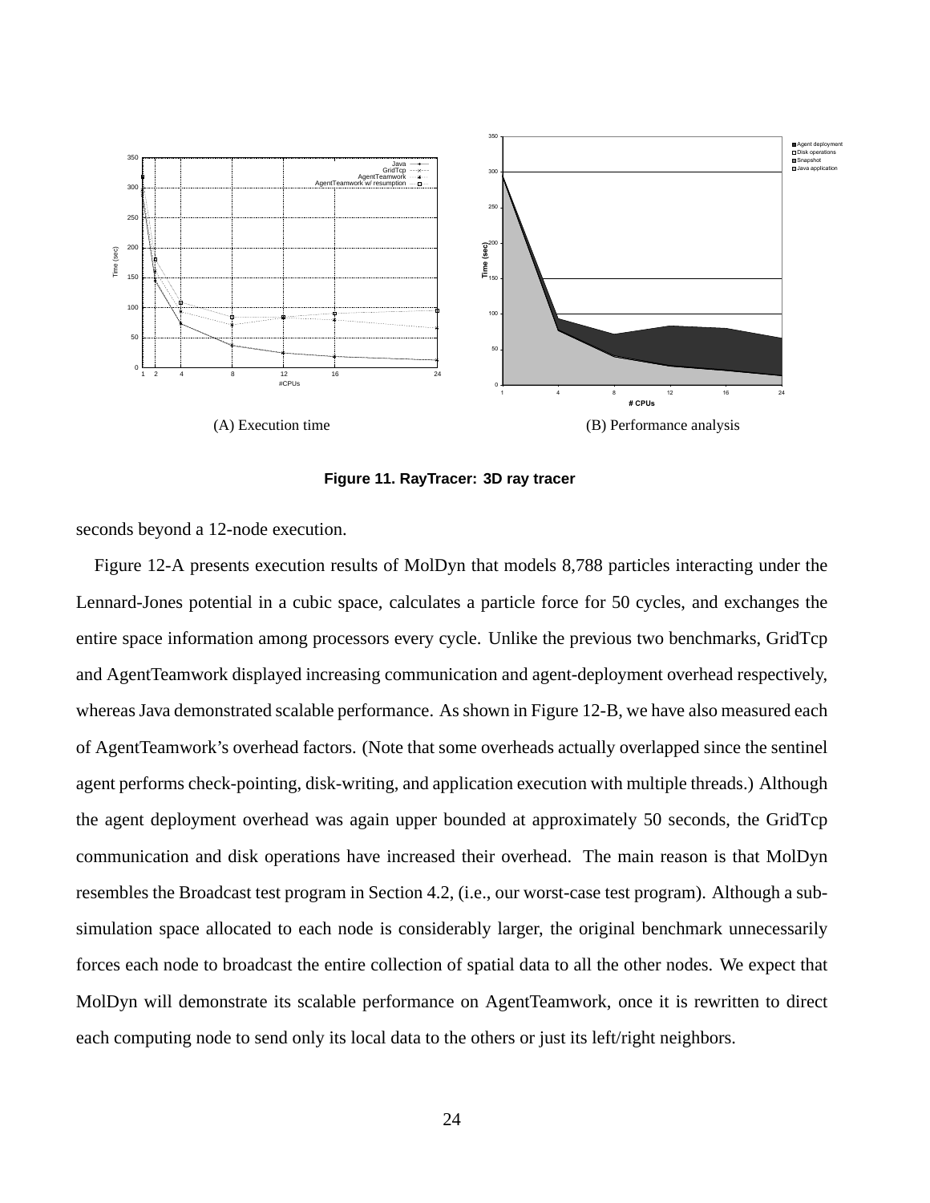(A) Execution time

(B) Performance analysis

**Figure 11. RayTracer: 3D ray tracer**

seconds beyond a 12-node execution.

Figure 12-A presents execution results of MolDyn that models 8,788 particles interacting under the Lennard-Jones potential in a cubic space, calculates a particle force for 50 cycles, and exchanges the entire space information among processors every cycle. Unlike the previous two benchmarks, GridTcp and AgentTeamwork displayed increasing communication and agent-deployment overhead respectively, whereas Java demonstrated scalable performance. As shown in Figure 12-B, we have also measured each of AgentTeamwork's overhead factors. (Note that some overheads actually overlapped since the sentinel agent performs check-pointing, disk-writing, and application execution with multiple threads.) Although the agent deployment overhead was again upper bounded at approximately 50 seconds, the GridTcp communication and disk operations have increased their overhead. The main reason is that MolDyn resembles the Broadcast test program in Section 4.2, (i.e., our worst-case test program). Although a sub-simulation space allocated to each node is considerably larger, the original benchmark unnecessarily forces each node to broadcast the entire collection of spatial data to all the other nodes. We expect that MolDyn will demonstrate its scalable performance on AgentTeamwork, once it is rewritten to direct each computing node to send only its local data to the others or just its left/right neighbors.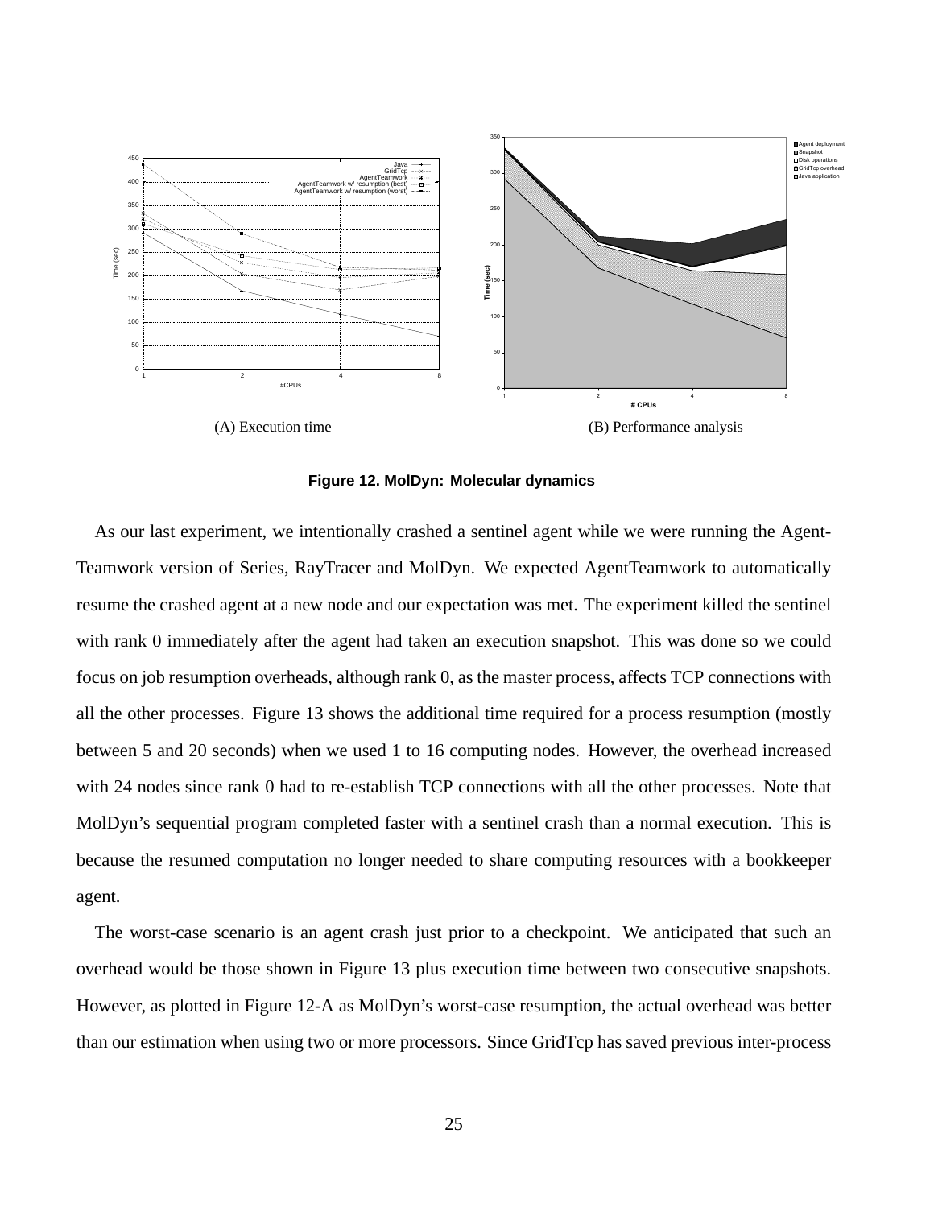(A) Execution time

(B) Performance analysis

**Figure 12. MolDyn: Molecular dynamics**

As our last experiment, we intentionally crashed a sentinel agent while we were running the Agent-Teamwork version of Series, RayTracer and MolDyn. We expected AgentTeamwork to automatically resume the crashed agent at a new node and our expectation was met. The experiment killed the sentinel with rank 0 immediately after the agent had taken an execution snapshot. This was done so we could focus on job resumption overheads, although rank 0, as the master process, affects TCP connections with all the other processes. Figure 13 shows the additional time required for a process resumption (mostly between 5 and 20 seconds) when we used 1 to 16 computing nodes. However, the overhead increased with 24 nodes since rank 0 had to re-establish TCP connections with all the other processes. Note that MolDyn's sequential program completed faster with a sentinel crash than a normal execution. This is because the resumed computation no longer needed to share computing resources with a bookkeeper agent.

The worst-case scenario is an agent crash just prior to a checkpoint. We anticipated that such an overhead would be those shown in Figure 13 plus execution time between two consecutive snapshots. However, as plotted in Figure 12-A as MolDyn's worst-case resumption, the actual overhead was better than our estimation when using two or more processors. Since GridTcp has saved previous inter-process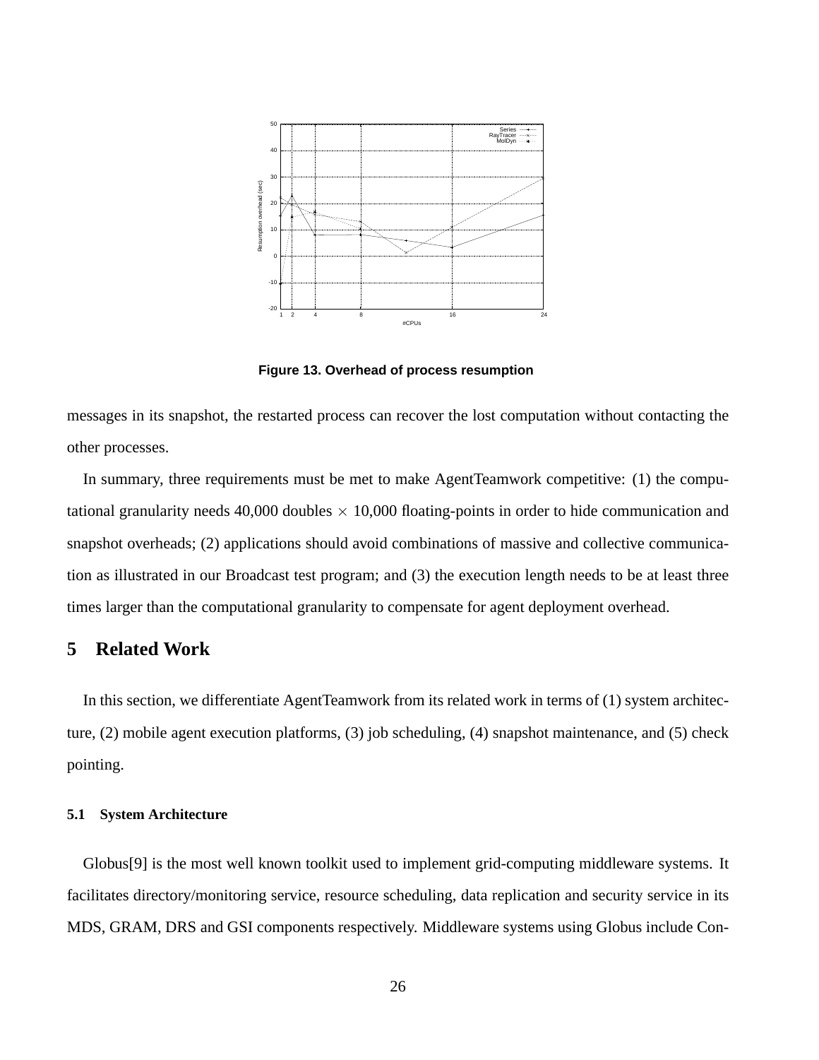Figure 13. Overhead of process resumption

messages in its snapshot, the restarted process can recover the lost computation without contacting the other processes.

In summary, three requirements must be met to make AgentTeamwork competitive: (1) the computational granularity needs 40,000 doubles $\times$ 10,000 floating-points in order to hide communication and snapshot overheads; (2) applications should avoid combinations of massive and collective communication as illustrated in our Broadcast test program; and (3) the execution length needs to be at least three times larger than the computational granularity to compensate for agent deployment overhead.

# 5 Related Work

In this section, we differentiate AgentTeamwork from its related work in terms of (1) system architecture, (2) mobile agent execution platforms, (3) job scheduling, (4) snapshot maintenance, and (5) check pointing.

## 5.1 System Architecture

Globus[9] is the most well known toolkit used to implement grid-computing middleware systems. It facilitates directory/monitoring service, resource scheduling, data replication and security service in its MDS, GRAM, DRS and GSI components respectively. Middleware systems using Globus include Con-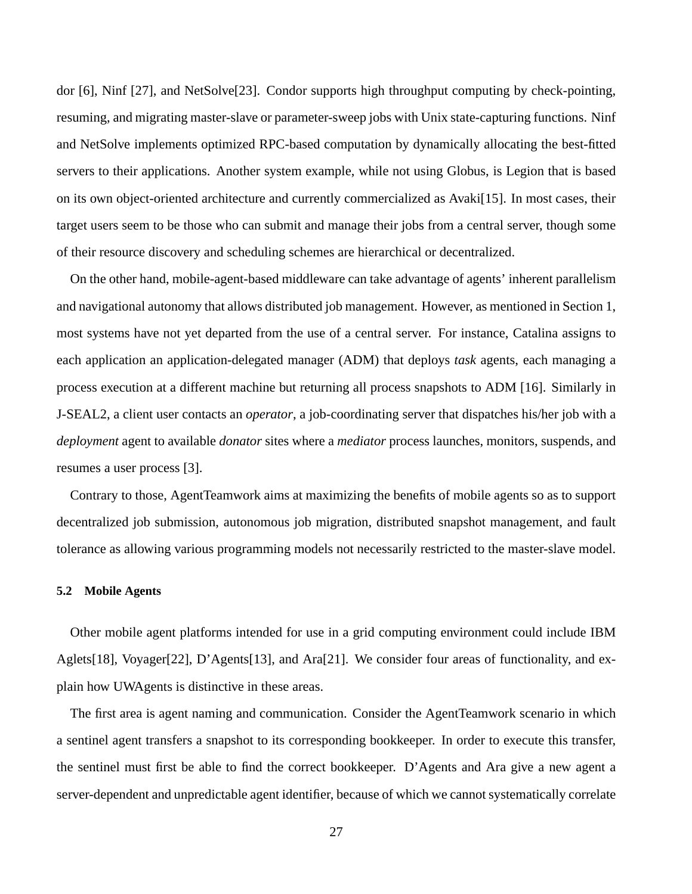dor [6], Ninf [27], and NetSolve[23]. Condor supports high throughput computing by check-pointing, resuming, and migrating master-slave or parameter-sweep jobs with Unix state-capturing functions. Ninf and NetSolve implements optimized RPC-based computation by dynamically allocating the best-fitted servers to their applications. Another system example, while not using Globus, is Legion that is based on its own object-oriented architecture and currently commercialized as Avaki[15]. In most cases, their target users seem to be those who can submit and manage their jobs from a central server, though some of their resource discovery and scheduling schemes are hierarchical or decentralized.

On the other hand, mobile-agent-based middleware can take advantage of agents' inherent parallelism and navigational autonomy that allows distributed job management. However, as mentioned in Section 1, most systems have not yet departed from the use of a central server. For instance, Catalina assigns to each application an application-delegated manager (ADM) that deploys *task* agents, each managing a process execution at a different machine but returning all process snapshots to ADM [16]. Similarly in J-SEAL2, a client user contacts an *operator*, a job-coordinating server that dispatches his/her job with a *deployment* agent to available *donator* sites where a *mediator* process launches, monitors, suspends, and resumes a user process [3].

Contrary to those, AgentTeamwork aims at maximizing the benefits of mobile agents so as to support decentralized job submission, autonomous job migration, distributed snapshot management, and fault tolerance as allowing various programming models not necessarily restricted to the master-slave model.

### 5.2 Mobile Agents

Other mobile agent platforms intended for use in a grid computing environment could include IBM Aglets[18], Voyager[22], D'Agents[13], and Ara[21]. We consider four areas of functionality, and explain how UWAgents is distinctive in these areas.

The first area is agent naming and communication. Consider the AgentTeamwork scenario in which a sentinel agent transfers a snapshot to its corresponding bookkeeper. In order to execute this transfer, the sentinel must first be able to find the correct bookkeeper. D'Agents and Ara give a new agent a server-dependent and unpredictable agent identifier, because of which we cannot systematically correlate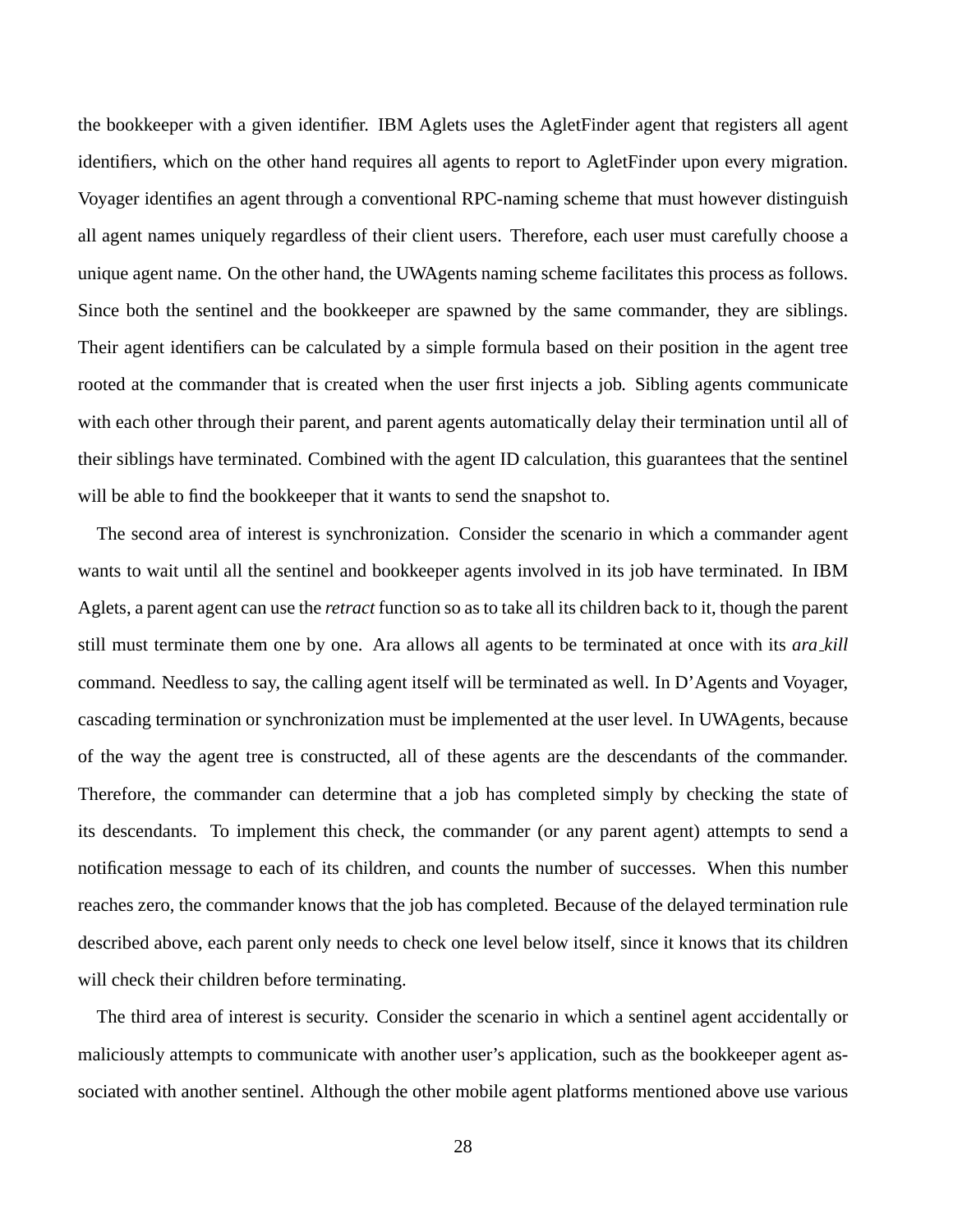the bookkeeper with a given identifier. IBM Aglets uses the AgletFinder agent that registers all agent identifiers, which on the other hand requires all agents to report to AgletFinder upon every migration. Voyager identifies an agent through a conventional RPC-naming scheme that must however distinguish all agent names uniquely regardless of their client users. Therefore, each user must carefully choose a unique agent name. On the other hand, the UWAgents naming scheme facilitates this process as follows. Since both the sentinel and the bookkeeper are spawned by the same commander, they are siblings. Their agent identifiers can be calculated by a simple formula based on their position in the agent tree rooted at the commander that is created when the user first injects a job. Sibling agents communicate with each other through their parent, and parent agents automatically delay their termination until all of their siblings have terminated. Combined with the agent ID calculation, this guarantees that the sentinel will be able to find the bookkeeper that it wants to send the snapshot to.

The second area of interest is synchronization. Consider the scenario in which a commander agent wants to wait until all the sentinel and bookkeeper agents involved in its job have terminated. In IBM Aglets, a parent agent can use the *retract* function so as to take all its children back to it, though the parent still must terminate them one by one. Ara allows all agents to be terminated at once with its *ara_kill* command. Needless to say, the calling agent itself will be terminated as well. In D'Agents and Voyager, cascading termination or synchronization must be implemented at the user level. In UWAgents, because of the way the agent tree is constructed, all of these agents are the descendants of the commander. Therefore, the commander can determine that a job has completed simply by checking the state of its descendants. To implement this check, the commander (or any parent agent) attempts to send a notification message to each of its children, and counts the number of successes. When this number reaches zero, the commander knows that the job has completed. Because of the delayed termination rule described above, each parent only needs to check one level below itself, since it knows that its children will check their children before terminating.

The third area of interest is security. Consider the scenario in which a sentinel agent accidentally or maliciously attempts to communicate with another user's application, such as the bookkeeper agent associated with another sentinel. Although the other mobile agent platforms mentioned above use various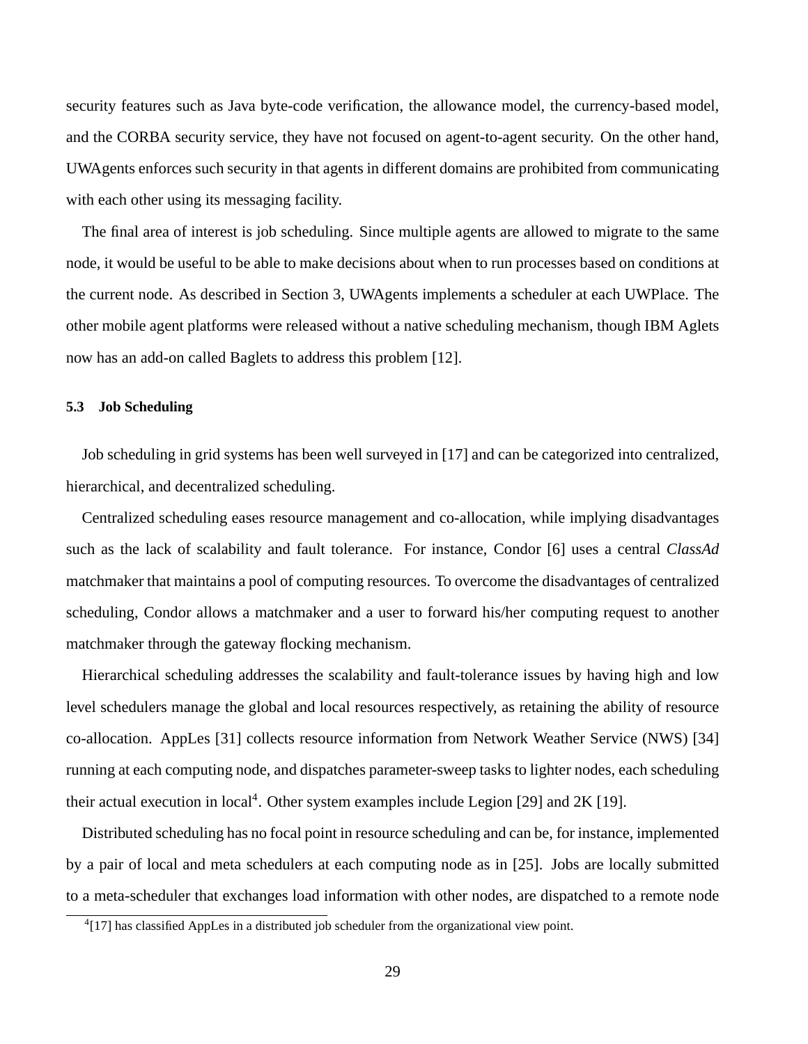security features such as Java byte-code verification, the allowance model, the currency-based model, and the CORBA security service, they have not focused on agent-to-agent security. On the other hand, UWAgents enforces such security in that agents in different domains are prohibited from communicating with each other using its messaging facility.

The final area of interest is job scheduling. Since multiple agents are allowed to migrate to the same node, it would be useful to be able to make decisions about when to run processes based on conditions at the current node. As described in Section 3, UWAgents implements a scheduler at each UWPlace. The other mobile agent platforms were released without a native scheduling mechanism, though IBM Aglets now has an add-on called Baglets to address this problem [12].

### 5.3 Job Scheduling

Job scheduling in grid systems has been well surveyed in [17] and can be categorized into centralized, hierarchical, and decentralized scheduling.

Centralized scheduling eases resource management and co-allocation, while implying disadvantages such as the lack of scalability and fault tolerance. For instance, Condor [6] uses a central *ClassAd* matchmaker that maintains a pool of computing resources. To overcome the disadvantages of centralized scheduling, Condor allows a matchmaker and a user to forward his/her computing request to another matchmaker through the gateway flocking mechanism.

Hierarchical scheduling addresses the scalability and fault-tolerance issues by having high and low level schedulers manage the global and local resources respectively, as retaining the ability of resource co-allocation. AppLes [31] collects resource information from Network Weather Service (NWS) [34] running at each computing node, and dispatches parameter-sweep tasks to lighter nodes, each scheduling their actual execution in local[4]. Other system examples include Legion [29] and 2K [19].

Distributed scheduling has no focal point in resource scheduling and can be, for instance, implemented by a pair of local and meta schedulers at each computing node as in [25]. Jobs are locally submitted to a meta-scheduler that exchanges load information with other nodes, are dispatched to a remote node

[4] [17] has classified AppLes in a distributed job scheduler from the organizational view point.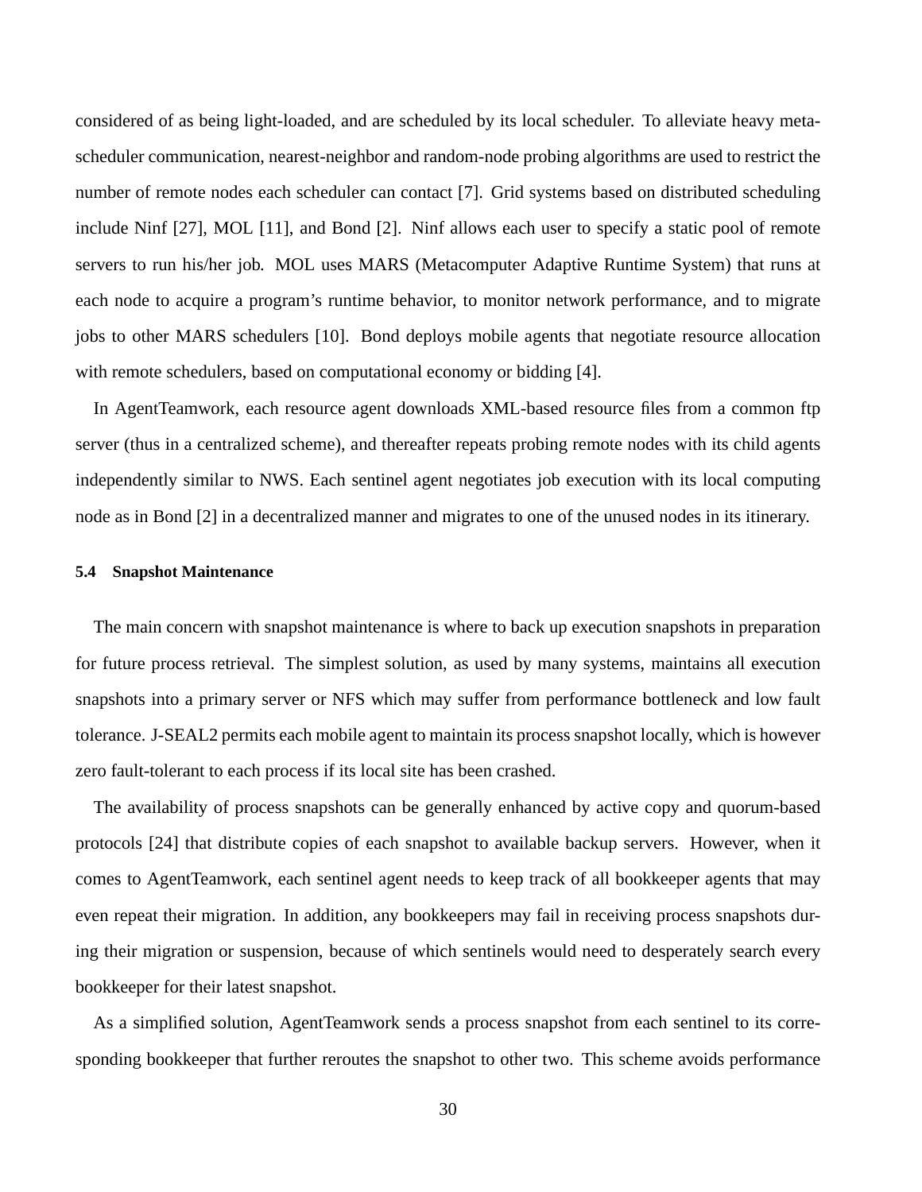considered of as being light-loaded, and are scheduled by its local scheduler. To alleviate heavy meta-scheduler communication, nearest-neighbor and random-node probing algorithms are used to restrict the number of remote nodes each scheduler can contact [7]. Grid systems based on distributed scheduling include Ninf [27], MOL [11], and Bond [2]. Ninf allows each user to specify a static pool of remote servers to run his/her job. MOL uses MARS (Metacomputer Adaptive Runtime System) that runs at each node to acquire a program's runtime behavior, to monitor network performance, and to migrate jobs to other MARS schedulers [10]. Bond deploys mobile agents that negotiate resource allocation with remote schedulers, based on computational economy or bidding [4].

In AgentTeamwork, each resource agent downloads XML-based resource files from a common ftp server (thus in a centralized scheme), and thereafter repeats probing remote nodes with its child agents independently similar to NWS. Each sentinel agent negotiates job execution with its local computing node as in Bond [2] in a decentralized manner and migrates to one of the unused nodes in its itinerary.

### 5.4 Snapshot Maintenance

The main concern with snapshot maintenance is where to back up execution snapshots in preparation for future process retrieval. The simplest solution, as used by many systems, maintains all execution snapshots into a primary server or NFS which may suffer from performance bottleneck and low fault tolerance. J-SEAL2 permits each mobile agent to maintain its process snapshot locally, which is however zero fault-tolerant to each process if its local site has been crashed.

The availability of process snapshots can be generally enhanced by active copy and quorum-based protocols [24] that distribute copies of each snapshot to available backup servers. However, when it comes to AgentTeamwork, each sentinel agent needs to keep track of all bookkeeper agents that may even repeat their migration. In addition, any bookkeepers may fail in receiving process snapshots during their migration or suspension, because of which sentinels would need to desperately search every bookkeeper for their latest snapshot.

As a simplified solution, AgentTeamwork sends a process snapshot from each sentinel to its corresponding bookkeeper that further reroutes the snapshot to other two. This scheme avoids performance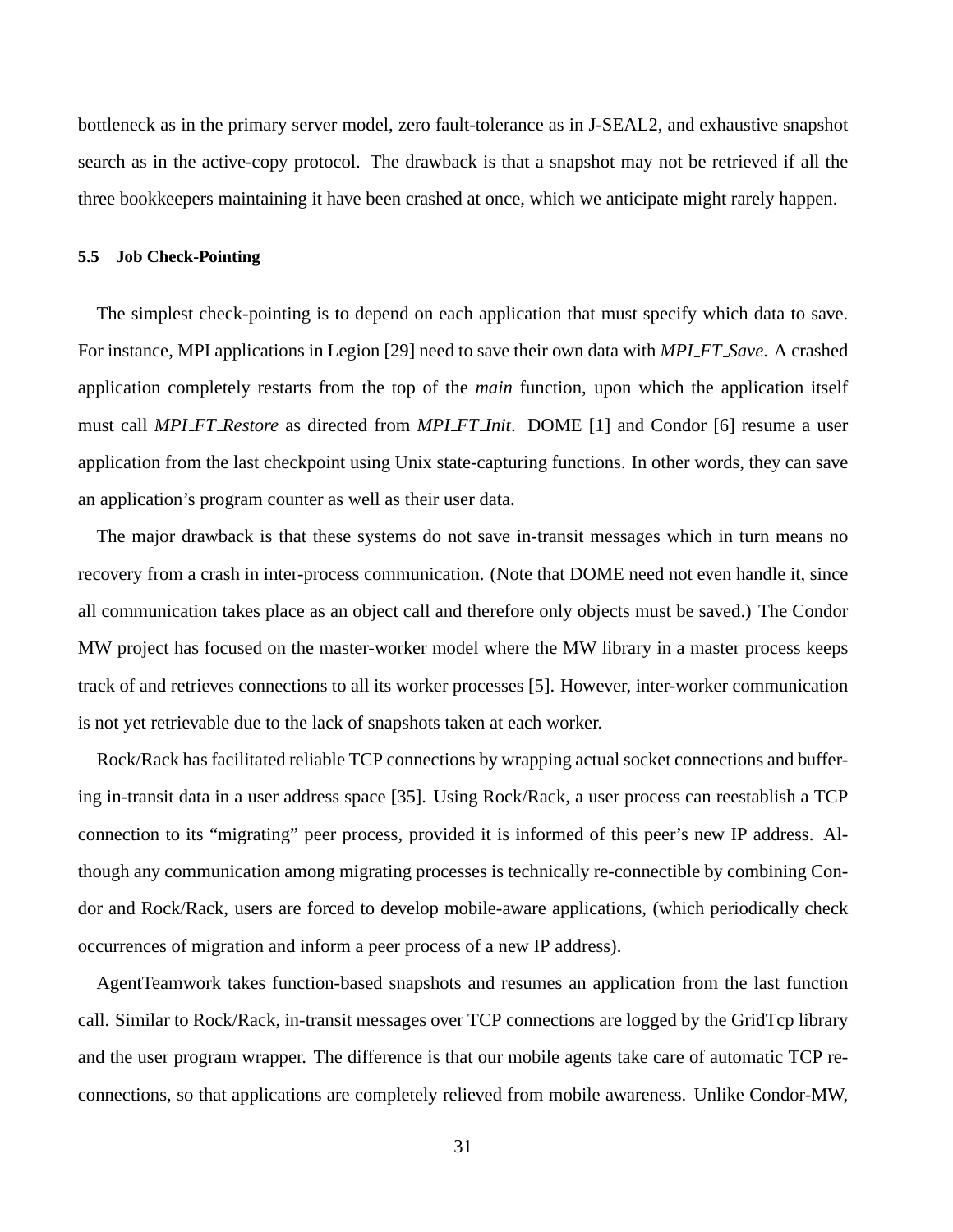bottleneck as in the primary server model, zero fault-tolerance as in J-SEAL2, and exhaustive snapshot search as in the active-copy protocol. The drawback is that a snapshot may not be retrieved if all the three bookkeepers maintaining it have been crashed at once, which we anticipate might rarely happen.

### 5.5 Job Check-Pointing

The simplest check-pointing is to depend on each application that must specify which data to save. For instance, MPI applications in Legion [29] need to save their own data with *MPI_FT_Save*. A crashed application completely restarts from the top of the *main* function, upon which the application itself must call *MPI_FT_Restore* as directed from *MPI_FT_Init*. DOME [1] and Condor [6] resume a user application from the last checkpoint using Unix state-capturing functions. In other words, they can save an application's program counter as well as their user data.

The major drawback is that these systems do not save in-transit messages which in turn means no recovery from a crash in inter-process communication. (Note that DOME need not even handle it, since all communication takes place as an object call and therefore only objects must be saved.) The Condor MW project has focused on the master-worker model where the MW library in a master process keeps track of and retrieves connections to all its worker processes [5]. However, inter-worker communication is not yet retrievable due to the lack of snapshots taken at each worker.

Rock/Rack has facilitated reliable TCP connections by wrapping actual socket connections and buffering in-transit data in a user address space [35]. Using Rock/Rack, a user process can reestablish a TCP connection to its "migrating" peer process, provided it is informed of this peer's new IP address. Although any communication among migrating processes is technically re-connectible by combining Condor and Rock/Rack, users are forced to develop mobile-aware applications, (which periodically check occurrences of migration and inform a peer process of a new IP address).

AgentTeamwork takes function-based snapshots and resumes an application from the last function call. Similar to Rock/Rack, in-transit messages over TCP connections are logged by the GridTcp library and the user program wrapper. The difference is that our mobile agents take care of automatic TCP re-connections, so that applications are completely relieved from mobile awareness. Unlike Condor-MW,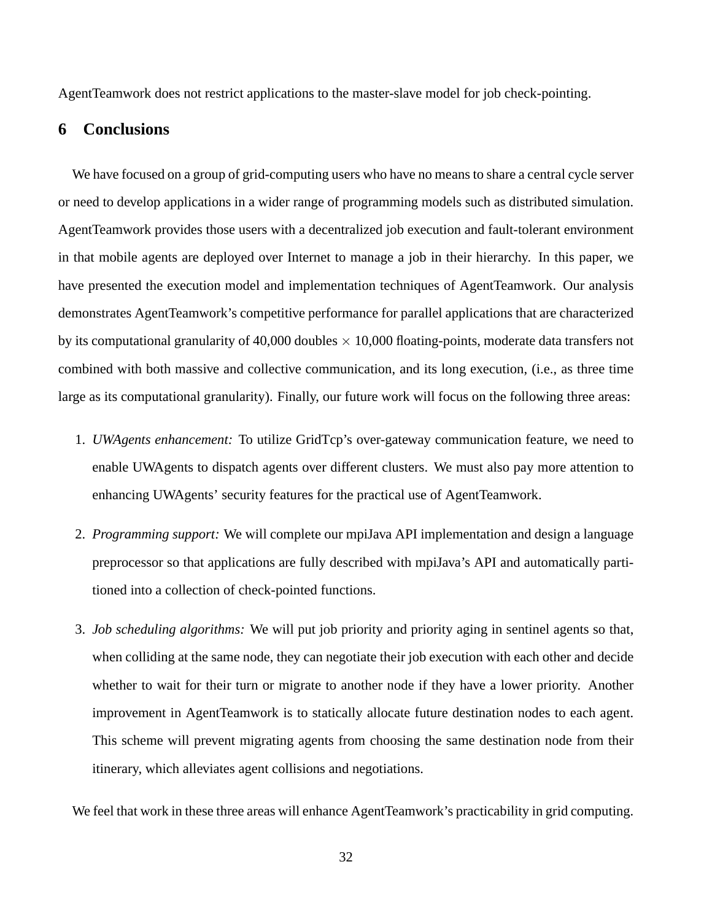AgentTeamwork does not restrict applications to the master-slave model for job check-pointing.

## 6 Conclusions

We have focused on a group of grid-computing users who have no means to share a central cycle server or need to develop applications in a wider range of programming models such as distributed simulation. AgentTeamwork provides those users with a decentralized job execution and fault-tolerant environment in that mobile agents are deployed over Internet to manage a job in their hierarchy. In this paper, we have presented the execution model and implementation techniques of AgentTeamwork. Our analysis demonstrates AgentTeamwork's competitive performance for parallel applications that are characterized by its computational granularity of 40,000 doubles $\times$ 10,000 floating-points, moderate data transfers not combined with both massive and collective communication, and its long execution, (i.e., as three time large as its computational granularity). Finally, our future work will focus on the following three areas:

1. *UWAgents enhancement:* To utilize GridTcp's over-gateway communication feature, we need to enable UWAgents to dispatch agents over different clusters. We must also pay more attention to enhancing UWAgents' security features for the practical use of AgentTeamwork.

2. *Programming support:* We will complete our mpiJava API implementation and design a language preprocessor so that applications are fully described with mpiJava's API and automatically partitioned into a collection of check-pointed functions.

3. *Job scheduling algorithms:* We will put job priority and priority aging in sentinel agents so that, when colliding at the same node, they can negotiate their job execution with each other and decide whether to wait for their turn or migrate to another node if they have a lower priority. Another improvement in AgentTeamwork is to statically allocate future destination nodes to each agent. This scheme will prevent migrating agents from choosing the same destination node from their itinerary, which alleviates agent collisions and negotiations.

We feel that work in these three areas will enhance AgentTeamwork's practicability in grid computing.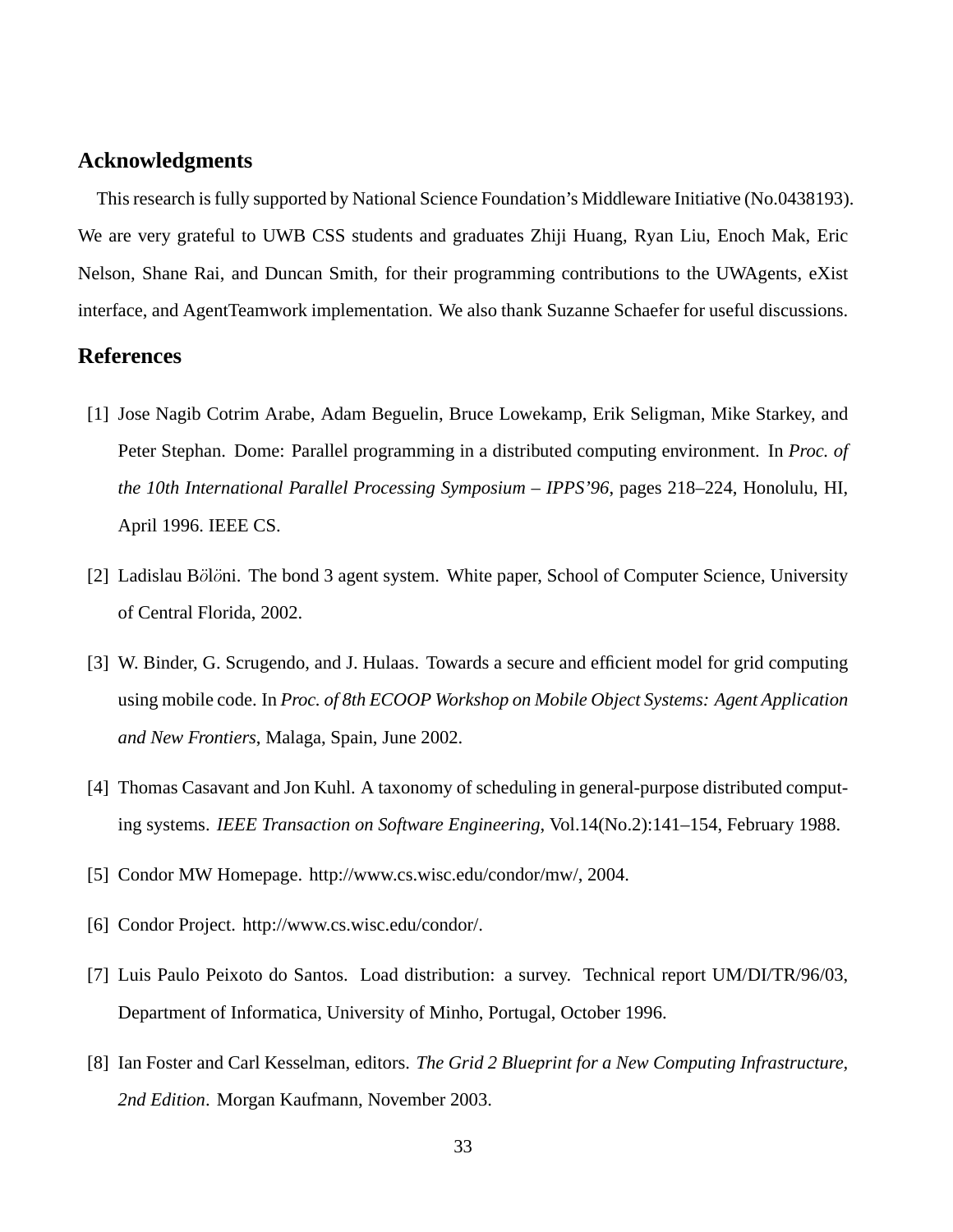## Acknowledgments

This research is fully supported by National Science Foundation's Middleware Initiative (No.0438193). We are very grateful to UWB CSS students and graduates Zhiji Huang, Ryan Liu, Enoch Mak, Eric Nelson, Shane Rai, and Duncan Smith, for their programming contributions to the UWAgents, eXist interface, and AgentTeamwork implementation. We also thank Suzanne Schaefer for useful discussions.

## References

[1] Jose Nagib Cotrim Arabe, Adam Beguelin, Bruce Lowekamp, Erik Seligman, Mike Starkey, and Peter Stephan. Dome: Parallel programming in a distributed computing environment. In *Proc. of the 10th International Parallel Processing Symposium – IPPS'96*, pages 218–224, Honolulu, HI, April 1996. IEEE CS.

[2] Ladislau Bölöni. The bond 3 agent system. White paper, School of Computer Science, University of Central Florida, 2002.

[3] W. Binder, G. Scrugendo, and J. Hulaas. Towards a secure and efficient model for grid computing using mobile code. In *Proc. of 8th ECOOP Workshop on Mobile Object Systems: Agent Application and New Frontiers*, Malaga, Spain, June 2002.

[4] Thomas Casavant and Jon Kuhl. A taxonomy of scheduling in general-purpose distributed computing systems. *IEEE Transaction on Software Engineering*, Vol.14(No.2):141–154, February 1988.

[5] Condor MW Homepage. http://www.cs.wisc.edu/condor/mw/, 2004.

[6] Condor Project. http://www.cs.wisc.edu/condor/.

[7] Luis Paulo Peixoto do Santos. Load distribution: a survey. Technical report UM/DI/TR/96/03, Department of Informatica, University of Minho, Portugal, October 1996.

[8] Ian Foster and Carl Kesselman, editors. *The Grid 2 Blueprint for a New Computing Infrastructure, 2nd Edition*. Morgan Kaufmann, November 2003.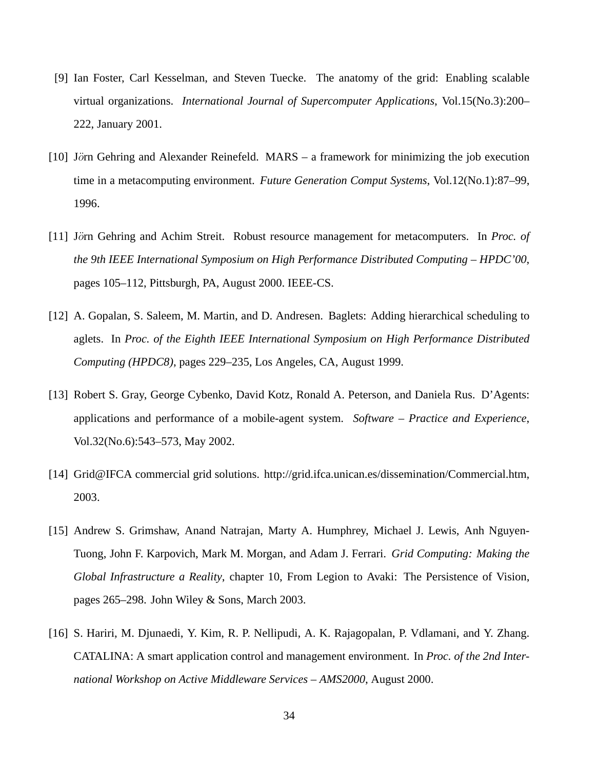[9] Ian Foster, Carl Kesselman, and Steven Tuecke. The anatomy of the grid: Enabling scalable virtual organizations. *International Journal of Supercomputer Applications*, Vol.15(No.3):200–222, January 2001.

[10] Jörn Gehring and Alexander Reinefeld. MARS – a framework for minimizing the job execution time in a metacomputing environment. *Future Generation Comput Systems*, Vol.12(No.1):87–99, 1996.

[11] Jörn Gehring and Achim Streit. Robust resource management for metacomputers. In *Proc. of the 9th IEEE International Symposium on High Performance Distributed Computing – HPDC'00*, pages 105–112, Pittsburgh, PA, August 2000. IEEE-CS.

[12] A. Gopalan, S. Saleem, M. Martin, and D. Andresen. Baglets: Adding hierarchical scheduling to aglets. In *Proc. of the Eighth IEEE International Symposium on High Performance Distributed Computing (HPDC8)*, pages 229–235, Los Angeles, CA, August 1999.

[13] Robert S. Gray, George Cybenko, David Kotz, Ronald A. Peterson, and Daniela Rus. D'Agents: applications and performance of a mobile-agent system. *Software – Practice and Experience*, Vol.32(No.6):543–573, May 2002.

[14] Grid@IFCA commercial grid solutions. http://grid.ifca.unican.es/dissemination/Commercial.htm, 2003.

[15] Andrew S. Grimshaw, Anand Natrajan, Marty A. Humphrey, Michael J. Lewis, Anh Nguyen-Tuong, John F. Karpovich, Mark M. Morgan, and Adam J. Ferrari. *Grid Computing: Making the Global Infrastructure a Reality*, chapter 10, From Legion to Avaki: The Persistence of Vision, pages 265–298. John Wiley & Sons, March 2003.

[16] S. Hariri, M. Djunaedi, Y. Kim, R. P. Nellipudi, A. K. Rajagopalan, P. Vdlamani, and Y. Zhang. CATALINA: A smart application control and management environment. In *Proc. of the 2nd International Workshop on Active Middleware Services – AMS2000*, August 2000.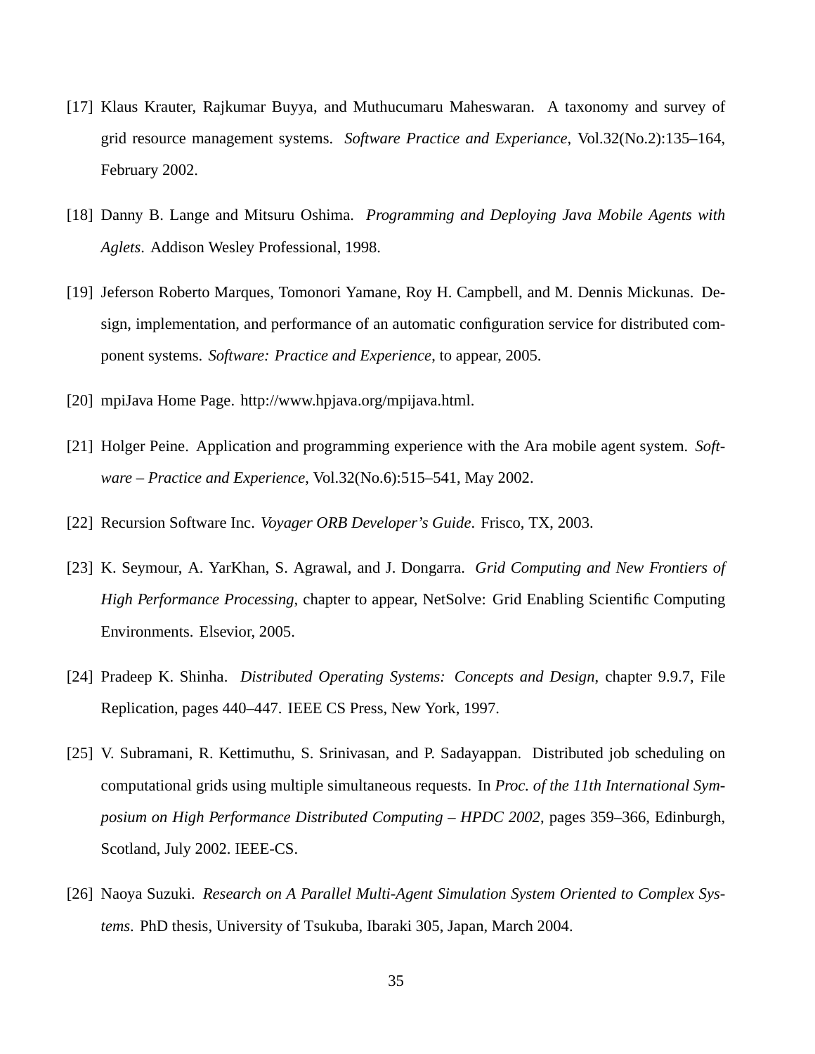[17] Klaus Krauter, Rajkumar Buyya, and Muthucumaru Maheswaran. A taxonomy and survey of grid resource management systems. *Software Practice and Experiance*, Vol.32(No.2):135–164, February 2002.

[18] Danny B. Lange and Mitsuru Oshima. *Programming and Deploying Java Mobile Agents with Aglets*. Addison Wesley Professional, 1998.

[19] Jeferson Roberto Marques, Tomonori Yamane, Roy H. Campbell, and M. Dennis Mickunas. Design, implementation, and performance of an automatic configuration service for distributed component systems. *Software: Practice and Experience*, to appear, 2005.

[20] mpiJava Home Page. http://www.hpjava.org/mpijava.html.

[21] Holger Peine. Application and programming experience with the Ara mobile agent system. *Software – Practice and Experience*, Vol.32(No.6):515–541, May 2002.

[22] Recursion Software Inc. *Voyager ORB Developer's Guide*. Frisco, TX, 2003.

[23] K. Seymour, A. YarKhan, S. Agrawal, and J. Dongarra. *Grid Computing and New Frontiers of High Performance Processing*, chapter to appear, NetSolve: Grid Enabling Scientific Computing Environments. Elsevior, 2005.

[24] Pradeep K. Shinha. *Distributed Operating Systems: Concepts and Design*, chapter 9.9.7, File Replication, pages 440–447. IEEE CS Press, New York, 1997.

[25] V. Subramani, R. Kettimuthu, S. Srinivasan, and P. Sadayappan. Distributed job scheduling on computational grids using multiple simultaneous requests. In *Proc. of the 11th International Symposium on High Performance Distributed Computing – HPDC 2002*, pages 359–366, Edinburgh, Scotland, July 2002. IEEE-CS.

[26] Naoya Suzuki. *Research on A Parallel Multi-Agent Simulation System Oriented to Complex Systems*. PhD thesis, University of Tsukuba, Ibaraki 305, Japan, March 2004.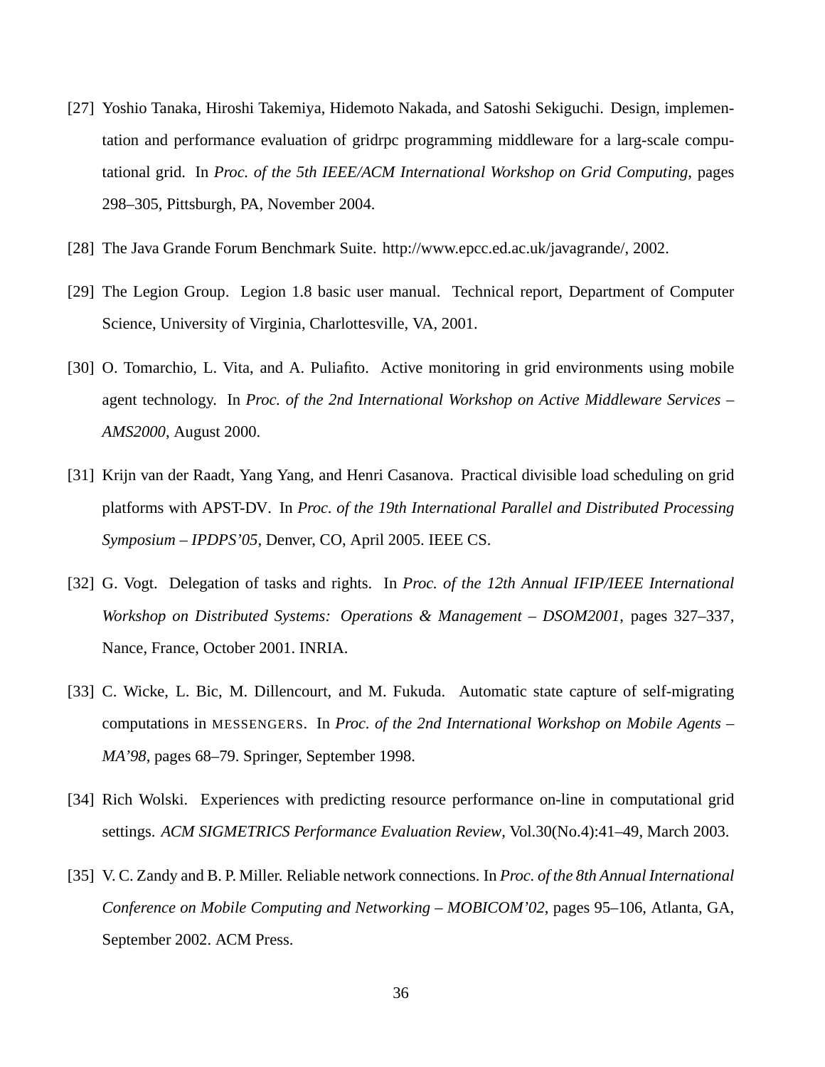[27] Yoshio Tanaka, Hiroshi Takemiya, Hidemoto Nakada, and Satoshi Sekiguchi. Design, implementation and performance evaluation of gridrpc programming middleware for a larg-scale computational grid. In *Proc. of the 5th IEEE/ACM International Workshop on Grid Computing*, pages 298–305, Pittsburgh, PA, November 2004.

[28] The Java Grande Forum Benchmark Suite. http://www.epcc.ed.ac.uk/javagrande/, 2002.

[29] The Legion Group. Legion 1.8 basic user manual. Technical report, Department of Computer Science, University of Virginia, Charlottesville, VA, 2001.

[30] O. Tomarchio, L. Vita, and A. Puliafito. Active monitoring in grid environments using mobile agent technology. In *Proc. of the 2nd International Workshop on Active Middleware Services – AMS2000*, August 2000.

[31] Krijn van der Raadt, Yang Yang, and Henri Casanova. Practical divisible load scheduling on grid platforms with APST-DV. In *Proc. of the 19th International Parallel and Distributed Processing Symposium – IPDPS'05*, Denver, CO, April 2005. IEEE CS.

[32] G. Vogt. Delegation of tasks and rights. In *Proc. of the 12th Annual IFIP/IEEE International Workshop on Distributed Systems: Operations & Management – DSOM2001*, pages 327–337, Nance, France, October 2001. INRIA.

[33] C. Wicke, L. Bic, M. Dillencourt, and M. Fukuda. Automatic state capture of self-migrating computations in MESSENGERS. In *Proc. of the 2nd International Workshop on Mobile Agents – MA'98*, pages 68–79. Springer, September 1998.

[34] Rich Wolski. Experiences with predicting resource performance on-line in computational grid settings. *ACM SIGMETRICS Performance Evaluation Review*, Vol.30(No.4):41–49, March 2003.

[35] V. C. Zandy and B. P. Miller. Reliable network connections. In *Proc. of the 8th Annual International Conference on Mobile Computing and Networking – MOBICOM'02*, pages 95–106, Atlanta, GA, September 2002. ACM Press.